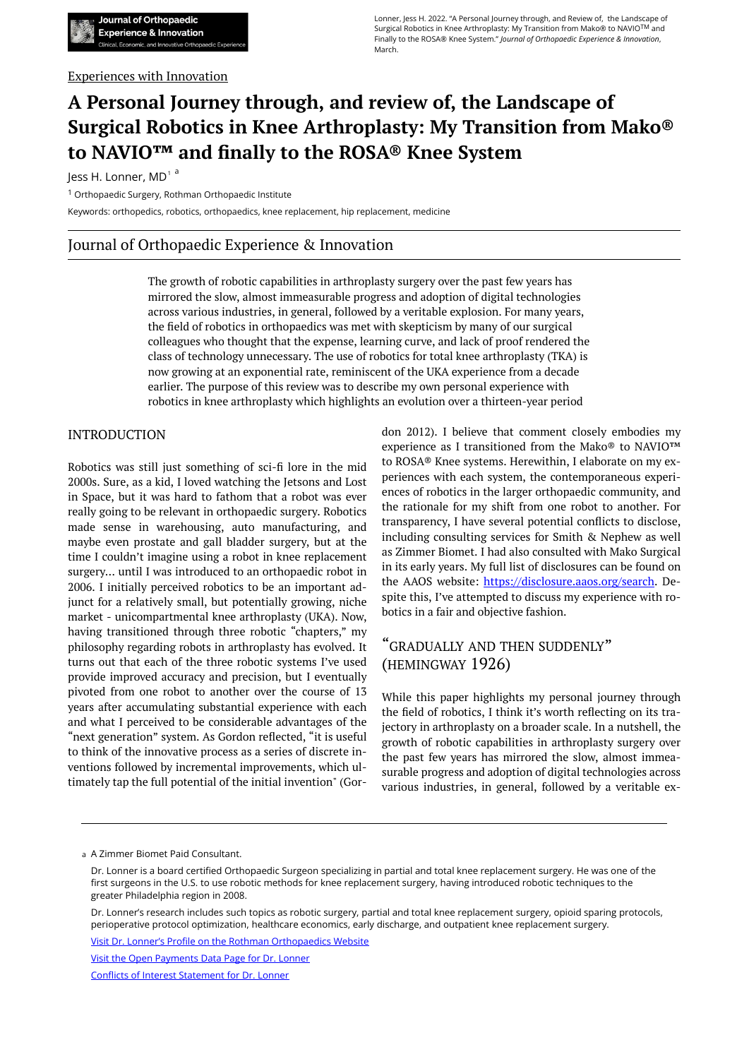Experiences with Innovation

# A Personal Journey through, and review of, the Landscape of Surgical Robotics in Knee Arthroplasty: My Transition from Mako® to NAVIO™ and finally to the ROSA® Knee System

Jess H. Lonner, MD[1] [a]

[1] Orthopaedic Surgery, Rothman Orthopaedic Institute

Keywords: orthopedics, robotics, orthopaedics, knee replacement, hip replacement, medicine

## Journal of Orthopaedic Experience & Innovation

The growth of robotic capabilities in arthroplasty surgery over the past few years has mirrored the slow, almost immeasurable progress and adoption of digital technologies across various industries, in general, followed by a veritable explosion. For many years, the field of robotics in orthopaedics was met with skepticism by many of our surgical colleagues who thought that the expense, learning curve, and lack of proof rendered the class of technology unnecessary. The use of robotics for total knee arthroplasty (TKA) is now growing at an exponential rate, reminiscent of the UKA experience from a decade earlier. The purpose of this review was to describe my own personal experience with robotics in knee arthroplasty which highlights an evolution over a thirteen-year period

## INTRODUCTION

Robotics was still just something of sci-fi lore in the mid 2000s. Sure, as a kid, I loved watching the Jetsons and Lost in Space, but it was hard to fathom that a robot was ever really going to be relevant in orthopaedic surgery. Robotics made sense in warehousing, auto manufacturing, and maybe even prostate and gall bladder surgery, but at the time I couldn't imagine using a robot in knee replacement surgery... until I was introduced to an orthopaedic robot in 2006. I initially perceived robotics to be an important adjunct for a relatively small, but potentially growing, niche market - unicompartmental knee arthroplasty (UKA). Now, having transitioned through three robotic "chapters," my philosophy regarding robots in arthroplasty has evolved. It turns out that each of the three robotic systems I've used provide improved accuracy and precision, but I eventually pivoted from one robot to another over the course of 13 years after accumulating substantial experience with each and what I perceived to be considerable advantages of the "next generation" system. As Gordon reflected, "it is useful to think of the innovative process as a series of discrete inventions followed by incremental improvements, which ultimately tap the full potential of the initial invention" (Gordon 2012). I believe that comment closely embodies my experience as I transitioned from the Mako® to NAVIO™ to ROSA® Knee systems. Herewithin, I elaborate on my experiences with each system, the contemporaneous experiences of robotics in the larger orthopaedic community, and the rationale for my shift from one robot to another. For transparency, I have several potential conflicts to disclose, including consulting services for Smith & Nephew as well as Zimmer Biomet. I had also consulted with Mako Surgical in its early years. My full list of disclosures can be found on the AAOS website: https://disclosure.aaos.org/search. Despite this, I've attempted to discuss my experience with robotics in a fair and objective fashion.

## "GRADUALLY AND THEN SUDDENLY" (HEMINGWAY 1926)

While this paper highlights my personal journey through the field of robotics, I think it's worth reflecting on its trajectory in arthroplasty on a broader scale. In a nutshell, the growth of robotic capabilities in arthroplasty surgery over the past few years has mirrored the slow, almost immeasurable progress and adoption of digital technologies across various industries, in general, followed by a veritable ex-

---

a A Zimmer Biomet Paid Consultant.

Dr. Lonner is a board certified Orthopaedic Surgeon specializing in partial and total knee replacement surgery. He was one of the first surgeons in the U.S. to use robotic methods for knee replacement surgery, having introduced robotic techniques to the greater Philadelphia region in 2008.

Dr. Lonner's research includes such topics as robotic surgery, partial and total knee replacement surgery, opioid sparing protocols, perioperative protocol optimization, healthcare economics, early discharge, and outpatient knee replacement surgery.

Visit Dr. Lonner's Profile on the Rothman Orthopaedics Website

Visit the Open Payments Data Page for Dr. Lonner

Conflicts of Interest Statement for Dr. Lonner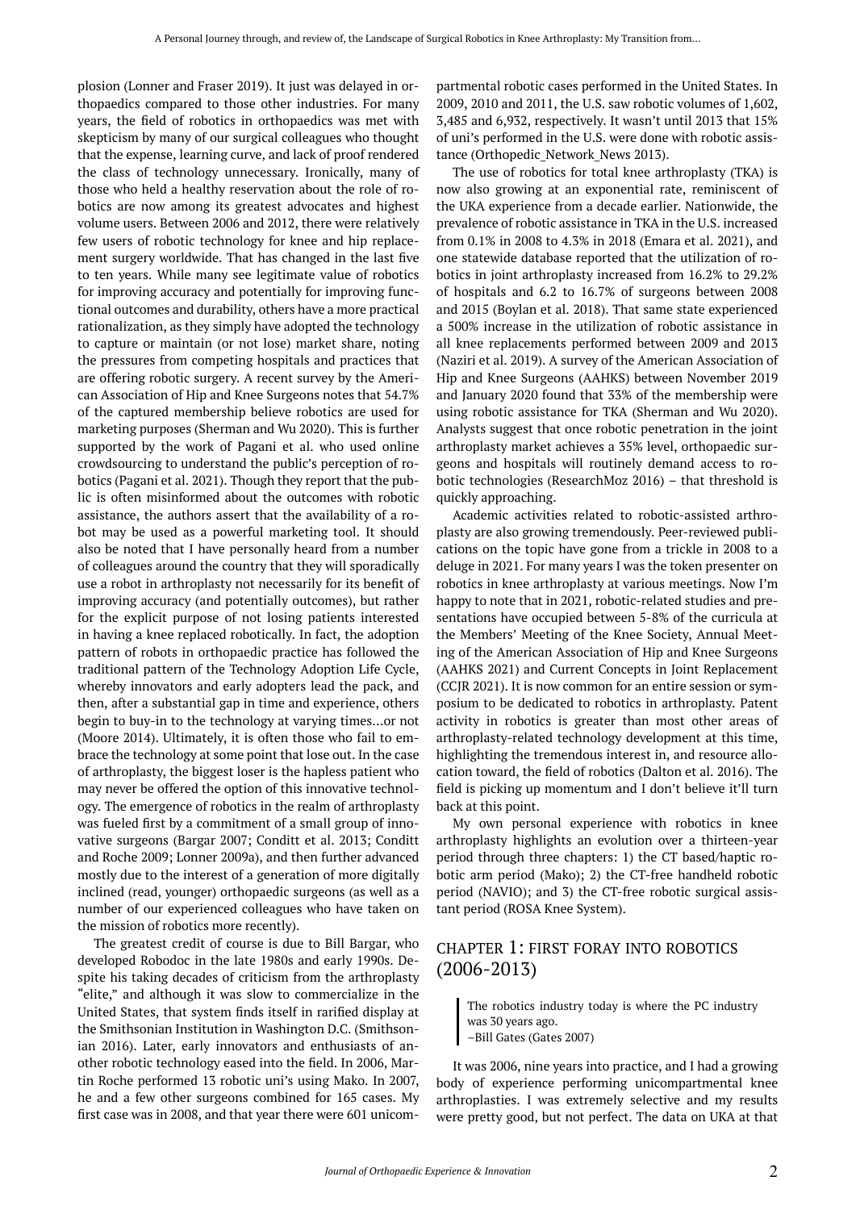plosion (Lonner and Fraser 2019). It just was delayed in orthopaedics compared to those other industries. For many years, the field of robotics in orthopaedics was met with skepticism by many of our surgical colleagues who thought that the expense, learning curve, and lack of proof rendered the class of technology unnecessary. Ironically, many of those who held a healthy reservation about the role of robotics are now among its greatest advocates and highest volume users. Between 2006 and 2012, there were relatively few users of robotic technology for knee and hip replacement surgery worldwide. That has changed in the last five to ten years. While many see legitimate value of robotics for improving accuracy and potentially for improving functional outcomes and durability, others have a more practical rationalization, as they simply have adopted the technology to capture or maintain (or not lose) market share, noting the pressures from competing hospitals and practices that are offering robotic surgery. A recent survey by the American Association of Hip and Knee Surgeons notes that 54.7% of the captured membership believe robotics are used for marketing purposes (Sherman and Wu 2020). This is further supported by the work of Pagani et al. who used online crowdsourcing to understand the public's perception of robotics (Pagani et al. 2021). Though they report that the public is often misinformed about the outcomes with robotic assistance, the authors assert that the availability of a robot may be used as a powerful marketing tool. It should also be noted that I have personally heard from a number of colleagues around the country that they will sporadically use a robot in arthroplasty not necessarily for its benefit of improving accuracy (and potentially outcomes), but rather for the explicit purpose of not losing patients interested in having a knee replaced robotically. In fact, the adoption pattern of robots in orthopaedic practice has followed the traditional pattern of the Technology Adoption Life Cycle, whereby innovators and early adopters lead the pack, and then, after a substantial gap in time and experience, others begin to buy-in to the technology at varying times…or not (Moore 2014). Ultimately, it is often those who fail to embrace the technology at some point that lose out. In the case of arthroplasty, the biggest loser is the hapless patient who may never be offered the option of this innovative technology. The emergence of robotics in the realm of arthroplasty was fueled first by a commitment of a small group of innovative surgeons (Bargar 2007; Conditt et al. 2013; Conditt and Roche 2009; Lonner 2009a), and then further advanced mostly due to the interest of a generation of more digitally inclined (read, younger) orthopaedic surgeons (as well as a number of our experienced colleagues who have taken on the mission of robotics more recently).

The greatest credit of course is due to Bill Bargar, who developed Robodoc in the late 1980s and early 1990s. Despite his taking decades of criticism from the arthroplasty "elite," and although it was slow to commercialize in the United States, that system finds itself in rarified display at the Smithsonian Institution in Washington D.C. (Smithsonian 2016). Later, early innovators and enthusiasts of another robotic technology eased into the field. In 2006, Martin Roche performed 13 robotic uni's using Mako. In 2007, he and a few other surgeons combined for 165 cases. My first case was in 2008, and that year there were 601 unicompartmental robotic cases performed in the United States. In 2009, 2010 and 2011, the U.S. saw robotic volumes of 1,602, 3,485 and 6,932, respectively. It wasn't until 2013 that 15% of uni's performed in the U.S. were done with robotic assistance (Orthopedic_Network_News 2013).

The use of robotics for total knee arthroplasty (TKA) is now also growing at an exponential rate, reminiscent of the UKA experience from a decade earlier. Nationwide, the prevalence of robotic assistance in TKA in the U.S. increased from 0.1% in 2008 to 4.3% in 2018 (Emara et al. 2021), and one statewide database reported that the utilization of robotics in joint arthroplasty increased from 16.2% to 29.2% of hospitals and 6.2 to 16.7% of surgeons between 2008 and 2015 (Boylan et al. 2018). That same state experienced a 500% increase in the utilization of robotic assistance in all knee replacements performed between 2009 and 2013 (Naziri et al. 2019). A survey of the American Association of Hip and Knee Surgeons (AAHKS) between November 2019 and January 2020 found that 33% of the membership were using robotic assistance for TKA (Sherman and Wu 2020). Analysts suggest that once robotic penetration in the joint arthroplasty market achieves a 35% level, orthopaedic surgeons and hospitals will routinely demand access to robotic technologies (ResearchMoz 2016) – that threshold is quickly approaching.

Academic activities related to robotic-assisted arthroplasty are also growing tremendously. Peer-reviewed publications on the topic have gone from a trickle in 2008 to a deluge in 2021. For many years I was the token presenter on robotics in knee arthroplasty at various meetings. Now I'm happy to note that in 2021, robotic-related studies and presentations have occupied between 5-8% of the curricula at the Members' Meeting of the Knee Society, Annual Meeting of the American Association of Hip and Knee Surgeons (AAHKS 2021) and Current Concepts in Joint Replacement (CCJR 2021). It is now common for an entire session or symposium to be dedicated to robotics in arthroplasty. Patent activity in robotics is greater than most other areas of arthroplasty-related technology development at this time, highlighting the tremendous interest in, and resource allocation toward, the field of robotics (Dalton et al. 2016). The field is picking up momentum and I don't believe it'll turn back at this point.

My own personal experience with robotics in knee arthroplasty highlights an evolution over a thirteen-year period through three chapters: 1) the CT based/haptic robotic arm period (Mako); 2) the CT-free handheld robotic period (NAVIO); and 3) the CT-free robotic surgical assistant period (ROSA Knee System).

## CHAPTER 1: FIRST FORAY INTO ROBOTICS (2006-2013)

> The robotics industry today is where the PC industry was 30 years ago.
> –Bill Gates (Gates 2007)

It was 2006, nine years into practice, and I had a growing body of experience performing unicompartmental knee arthroplasties. I was extremely selective and my results were pretty good, but not perfect. The data on UKA at that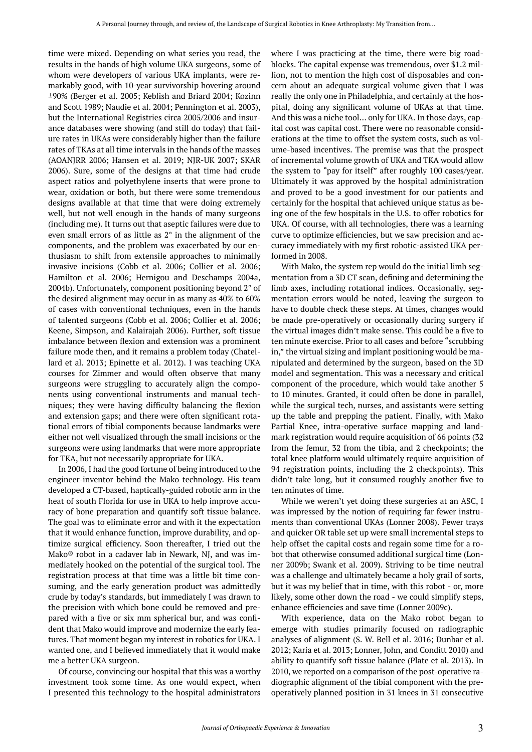time were mixed. Depending on what series you read, the results in the hands of high volume UKA surgeons, some of whom were developers of various UKA implants, were remarkably good, with 10-year survivorship hovering around ±90% (Berger et al. 2005; Keblish and Briard 2004; Kozinn and Scott 1989; Naudie et al. 2004; Pennington et al. 2003), but the International Registries circa 2005/2006 and insurance databases were showing (and still do today) that failure rates in UKAs were considerably higher than the failure rates of TKAs at all time intervals in the hands of the masses (AOANJRR 2006; Hansen et al. 2019; NJR-UK 2007; SKAR 2006). Sure, some of the designs at that time had crude aspect ratios and polyethylene inserts that were prone to wear, oxidation or both, but there were some tremendous designs available at that time that were doing extremely well, but not well enough in the hands of many surgeons (including me). It turns out that aseptic failures were due to even small errors of as little as 2° in the alignment of the components, and the problem was exacerbated by our enthusiasm to shift from extensile approaches to minimally invasive incisions (Cobb et al. 2006; Collier et al. 2006; Hamilton et al. 2006; Hernigou and Deschamps 2004a, 2004b). Unfortunately, component positioning beyond 2° of the desired alignment may occur in as many as 40% to 60% of cases with conventional techniques, even in the hands of talented surgeons (Cobb et al. 2006; Collier et al. 2006; Keene, Simpson, and Kalairajah 2006). Further, soft tissue imbalance between flexion and extension was a prominent failure mode then, and it remains a problem today (Chatellard et al. 2013; Epinette et al. 2012). I was teaching UKA courses for Zimmer and would often observe that many surgeons were struggling to accurately align the components using conventional instruments and manual techniques; they were having difficulty balancing the flexion and extension gaps; and there were often significant rotational errors of tibial components because landmarks were either not well visualized through the small incisions or the surgeons were using landmarks that were more appropriate for TKA, but not necessarily appropriate for UKA.

In 2006, I had the good fortune of being introduced to the engineer-inventor behind the Mako technology. His team developed a CT-based, haptically-guided robotic arm in the heat of south Florida for use in UKA to help improve accuracy of bone preparation and quantify soft tissue balance. The goal was to eliminate error and with it the expectation that it would enhance function, improve durability, and optimize surgical efficiency. Soon thereafter, I tried out the Mako® robot in a cadaver lab in Newark, NJ, and was immediately hooked on the potential of the surgical tool. The registration process at that time was a little bit time consuming, and the early generation product was admittedly crude by today's standards, but immediately I was drawn to the precision with which bone could be removed and prepared with a five or six mm spherical bur, and was confident that Mako would improve and modernize the early features. That moment began my interest in robotics for UKA. I wanted one, and I believed immediately that it would make me a better UKA surgeon.

Of course, convincing our hospital that this was a worthy investment took some time. As one would expect, when I presented this technology to the hospital administrators where I was practicing at the time, there were big roadblocks. The capital expense was tremendous, over $1.2 million, not to mention the high cost of disposables and concern about an adequate surgical volume given that I was really the only one in Philadelphia, and certainly at the hospital, doing any significant volume of UKAs at that time. And this was a niche tool… only for UKA. In those days, capital cost was capital cost. There were no reasonable considerations at the time to offset the system costs, such as volume-based incentives. The premise was that the prospect of incremental volume growth of UKA and TKA would allow the system to "pay for itself" after roughly 100 cases/year. Ultimately it was approved by the hospital administration and proved to be a good investment for our patients and certainly for the hospital that achieved unique status as being one of the few hospitals in the U.S. to offer robotics for UKA. Of course, with all technologies, there was a learning curve to optimize efficiencies, but we saw precision and accuracy immediately with my first robotic-assisted UKA performed in 2008.

With Mako, the system rep would do the initial limb segmentation from a 3D CT scan, defining and determining the limb axes, including rotational indices. Occasionally, segmentation errors would be noted, leaving the surgeon to have to double check these steps. At times, changes would be made pre-operatively or occasionally during surgery if the virtual images didn't make sense. This could be a five to ten minute exercise. Prior to all cases and before "scrubbing in," the virtual sizing and implant positioning would be manipulated and determined by the surgeon, based on the 3D model and segmentation. This was a necessary and critical component of the procedure, which would take another 5 to 10 minutes. Granted, it could often be done in parallel, while the surgical tech, nurses, and assistants were setting up the table and prepping the patient. Finally, with Mako Partial Knee, intra-operative surface mapping and landmark registration would require acquisition of 66 points (32 from the femur, 32 from the tibia, and 2 checkpoints; the total knee platform would ultimately require acquisition of 94 registration points, including the 2 checkpoints). This didn't take long, but it consumed roughly another five to ten minutes of time.

While we weren't yet doing these surgeries at an ASC, I was impressed by the notion of requiring far fewer instruments than conventional UKAs (Lonner 2008). Fewer trays and quicker OR table set up were small incremental steps to help offset the capital costs and regain some time for a robot that otherwise consumed additional surgical time (Lonner 2009b; Swank et al. 2009). Striving to be time neutral was a challenge and ultimately became a holy grail of sorts, but it was my belief that in time, with this robot - or, more likely, some other down the road - we could simplify steps, enhance efficiencies and save time (Lonner 2009c).

With experience, data on the Mako robot began to emerge with studies primarily focused on radiographic analyses of alignment (S. W. Bell et al. 2016; Dunbar et al. 2012; Karia et al. 2013; Lonner, John, and Conditt 2010) and ability to quantify soft tissue balance (Plate et al. 2013). In 2010, we reported on a comparison of the post-operative radiographic alignment of the tibial component with the pre-operatively planned position in 31 knees in 31 consecutive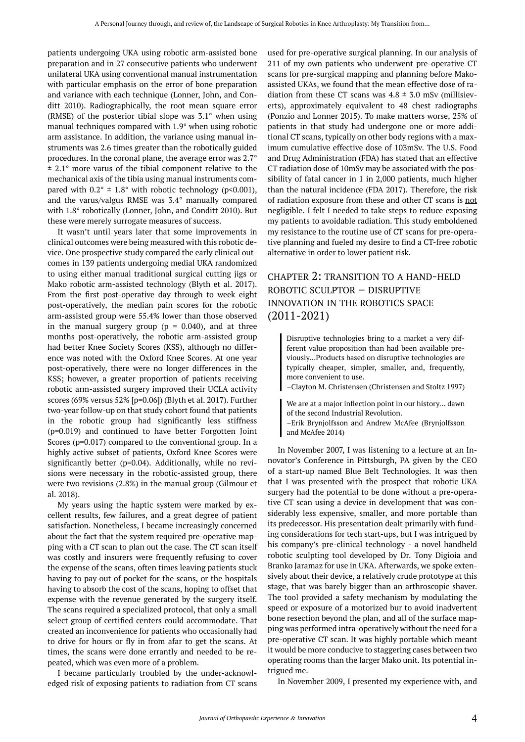patients undergoing UKA using robotic arm-assisted bone preparation and in 27 consecutive patients who underwent unilateral UKA using conventional manual instrumentation with particular emphasis on the error of bone preparation and variance with each technique (Lonner, John, and Conditt 2010). Radiographically, the root mean square error (RMSE) of the posterior tibial slope was 3.1° when using manual techniques compared with 1.9° when using robotic arm assistance. In addition, the variance using manual instruments was 2.6 times greater than the robotically guided procedures. In the coronal plane, the average error was 2.7° ± 2.1° more varus of the tibial component relative to the mechanical axis of the tibia using manual instruments compared with 0.2° ± 1.8° with robotic technology ($p<0.001$), and the varus/valgus RMSE was 3.4° manually compared with 1.8° robotically (Lonner, John, and Conditt 2010). But these were merely surrogate measures of success.

It wasn't until years later that some improvements in clinical outcomes were being measured with this robotic device. One prospective study compared the early clinical outcomes in 139 patients undergoing medial UKA randomized to using either manual traditional surgical cutting jigs or Mako robotic arm-assisted technology (Blyth et al. 2017). From the first post-operative day through to week eight post-operatively, the median pain scores for the robotic arm-assisted group were 55.4% lower than those observed in the manual surgery group ($p = 0.040$), and at three months post-operatively, the robotic arm-assisted group had better Knee Society Scores (KSS), although no difference was noted with the Oxford Knee Scores. At one year post-operatively, there were no longer differences in the KSS; however, a greater proportion of patients receiving robotic arm-assisted surgery improved their UCLA activity scores (69% versus 52% [$p=0.06$]) (Blyth et al. 2017). Further two-year follow-up on that study cohort found that patients in the robotic group had significantly less stiffness ($p=0.019$) and continued to have better Forgotten Joint Scores ($p=0.017$) compared to the conventional group. In a highly active subset of patients, Oxford Knee Scores were significantly better ($p=0.04$). Additionally, while no revisions were necessary in the robotic-assisted group, there were two revisions (2.8%) in the manual group (Gilmour et al. 2018).

My years using the haptic system were marked by excellent results, few failures, and a great degree of patient satisfaction. Nonetheless, I became increasingly concerned about the fact that the system required pre-operative mapping with a CT scan to plan out the case. The CT scan itself was costly and insurers were frequently refusing to cover the expense of the scans, often times leaving patients stuck having to pay out of pocket for the scans, or the hospitals having to absorb the cost of the scans, hoping to offset that expense with the revenue generated by the surgery itself. The scans required a specialized protocol, that only a small select group of certified centers could accommodate. That created an inconvenience for patients who occasionally had to drive for hours or fly in from afar to get the scans. At times, the scans were done errantly and needed to be repeated, which was even more of a problem.

I became particularly troubled by the under-acknowledged risk of exposing patients to radiation from CT scans used for pre-operative surgical planning. In our analysis of 211 of my own patients who underwent pre-operative CT scans for pre-surgical mapping and planning before Mako-assisted UKAs, we found that the mean effective dose of radiation from these CT scans was 4.8 ± 3.0 mSv (millisieverts), approximately equivalent to 48 chest radiographs (Ponzio and Lonner 2015). To make matters worse, 25% of patients in that study had undergone one or more additional CT scans, typically on other body regions with a maximum cumulative effective dose of 103mSv. The U.S. Food and Drug Administration (FDA) has stated that an effective CT radiation dose of 10mSv may be associated with the possibility of fatal cancer in 1 in 2,000 patients, much higher than the natural incidence (FDA 2017). Therefore, the risk of radiation exposure from these and other CT scans is <u>not</u> negligible. I felt I needed to take steps to reduce exposing my patients to avoidable radiation. This study emboldened my resistance to the routine use of CT scans for pre-operative planning and fueled my desire to find a CT-free robotic alternative in order to lower patient risk.

## CHAPTER 2: TRANSITION TO A HAND-HELD ROBOTIC SCULPTOR – DISRUPTIVE INNOVATION IN THE ROBOTICS SPACE (2011-2021)

> Disruptive technologies bring to a market a very different value proposition than had been available previously…Products based on disruptive technologies are typically cheaper, simpler, smaller, and, frequently, more convenient to use.
> –Clayton M. Christensen (Christensen and Stoltz 1997)

> We are at a major inflection point in our history… dawn of the second Industrial Revolution.
> –Erik Brynjolfsson and Andrew McAfee (Brynjolfsson and McAfee 2014)

In November 2007, I was listening to a lecture at an Innovator's Conference in Pittsburgh, PA given by the CEO of a start-up named Blue Belt Technologies. It was then that I was presented with the prospect that robotic UKA surgery had the potential to be done without a pre-operative CT scan using a device in development that was considerably less expensive, smaller, and more portable than its predecessor. His presentation dealt primarily with funding considerations for tech start-ups, but I was intrigued by his company's pre-clinical technology - a novel handheld robotic sculpting tool developed by Dr. Tony Digioia and Branko Jaramaz for use in UKA. Afterwards, we spoke extensively about their device, a relatively crude prototype at this stage, that was barely bigger than an arthroscopic shaver. The tool provided a safety mechanism by modulating the speed or exposure of a motorized bur to avoid inadvertent bone resection beyond the plan, and all of the surface mapping was performed intra-operatively without the need for a pre-operative CT scan. It was highly portable which meant it would be more conducive to staggering cases between two operating rooms than the larger Mako unit. Its potential intrigued me.

In November 2009, I presented my experience with, and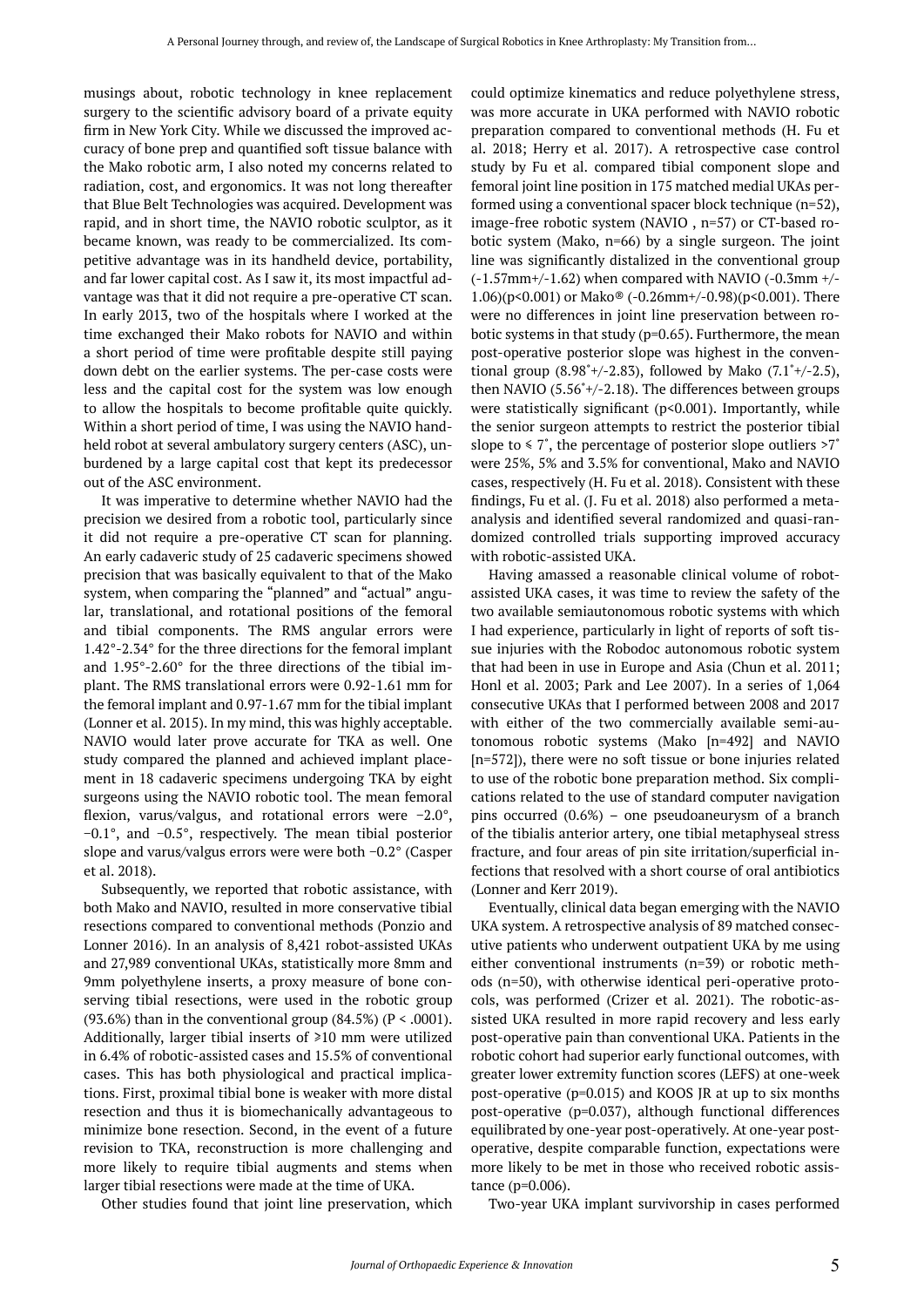musings about, robotic technology in knee replacement surgery to the scientific advisory board of a private equity firm in New York City. While we discussed the improved accuracy of bone prep and quantified soft tissue balance with the Mako robotic arm, I also noted my concerns related to radiation, cost, and ergonomics. It was not long thereafter that Blue Belt Technologies was acquired. Development was rapid, and in short time, the NAVIO robotic sculptor, as it became known, was ready to be commercialized. Its competitive advantage was in its handheld device, portability, and far lower capital cost. As I saw it, its most impactful advantage was that it did not require a pre-operative CT scan. In early 2013, two of the hospitals where I worked at the time exchanged their Mako robots for NAVIO and within a short period of time were profitable despite still paying down debt on the earlier systems. The per-case costs were less and the capital cost for the system was low enough to allow the hospitals to become profitable quite quickly. Within a short period of time, I was using the NAVIO handheld robot at several ambulatory surgery centers (ASC), unburdened by a large capital cost that kept its predecessor out of the ASC environment.

It was imperative to determine whether NAVIO had the precision we desired from a robotic tool, particularly since it did not require a pre-operative CT scan for planning. An early cadaveric study of 25 cadaveric specimens showed precision that was basically equivalent to that of the Mako system, when comparing the "planned" and "actual" angular, translational, and rotational positions of the femoral and tibial components. The RMS angular errors were 1.42°-2.34° for the three directions for the femoral implant and 1.95°-2.60° for the three directions of the tibial implant. The RMS translational errors were 0.92-1.61 mm for the femoral implant and 0.97-1.67 mm for the tibial implant (Lonner et al. 2015). In my mind, this was highly acceptable. NAVIO would later prove accurate for TKA as well. One study compared the planned and achieved implant placement in 18 cadaveric specimens undergoing TKA by eight surgeons using the NAVIO robotic tool. The mean femoral flexion, varus/valgus, and rotational errors were −2.0°, −0.1°, and −0.5°, respectively. The mean tibial posterior slope and varus/valgus errors were were both −0.2° (Casper et al. 2018).

Subsequently, we reported that robotic assistance, with both Mako and NAVIO, resulted in more conservative tibial resections compared to conventional methods (Ponzio and Lonner 2016). In an analysis of 8,421 robot-assisted UKAs and 27,989 conventional UKAs, statistically more 8mm and 9mm polyethylene inserts, a proxy measure of bone conserving tibial resections, were used in the robotic group (93.6%) than in the conventional group (84.5%) ($P < .0001$). Additionally, larger tibial inserts of ≥10 mm were utilized in 6.4% of robotic-assisted cases and 15.5% of conventional cases. This has both physiological and practical implications. First, proximal tibial bone is weaker with more distal resection and thus it is biomechanically advantageous to minimize bone resection. Second, in the event of a future revision to TKA, reconstruction is more challenging and more likely to require tibial augments and stems when larger tibial resections were made at the time of UKA.

Other studies found that joint line preservation, which could optimize kinematics and reduce polyethylene stress, was more accurate in UKA performed with NAVIO robotic preparation compared to conventional methods (H. Fu et al. 2018; Herry et al. 2017). A retrospective case control study by Fu et al. compared tibial component slope and femoral joint line position in 175 matched medial UKAs performed using a conventional spacer block technique (n=52), image-free robotic system (NAVIO , n=57) or CT-based robotic system (Mako, n=66) by a single surgeon. The joint line was significantly distalized in the conventional group (-1.57mm+/-1.62) when compared with NAVIO (-0.3mm +/-1.06)(p<0.001) or Mako® (-0.26mm+/-0.98)(p<0.001). There were no differences in joint line preservation between robotic systems in that study (p=0.65). Furthermore, the mean post-operative posterior slope was highest in the conventional group (8.98˚+/-2.83), followed by Mako (7.1˚+/-2.5), then NAVIO (5.56˚+/-2.18). The differences between groups were statistically significant (p<0.001). Importantly, while the senior surgeon attempts to restrict the posterior tibial slope to ≤ 7˚, the percentage of posterior slope outliers >7˚ were 25%, 5% and 3.5% for conventional, Mako and NAVIO cases, respectively (H. Fu et al. 2018). Consistent with these findings, Fu et al. (J. Fu et al. 2018) also performed a meta-analysis and identified several randomized and quasi-randomized controlled trials supporting improved accuracy with robotic-assisted UKA.

Having amassed a reasonable clinical volume of robot-assisted UKA cases, it was time to review the safety of the two available semiautonomous robotic systems with which I had experience, particularly in light of reports of soft tissue injuries with the Robodoc autonomous robotic system that had been in use in Europe and Asia (Chun et al. 2011; Honl et al. 2003; Park and Lee 2007). In a series of 1,064 consecutive UKAs that I performed between 2008 and 2017 with either of the two commercially available semi-autonomous robotic systems (Mako [n=492] and NAVIO [n=572]), there were no soft tissue or bone injuries related to use of the robotic bone preparation method. Six complications related to the use of standard computer navigation pins occurred (0.6%) – one pseudoaneurysm of a branch of the tibialis anterior artery, one tibial metaphyseal stress fracture, and four areas of pin site irritation/superficial infections that resolved with a short course of oral antibiotics (Lonner and Kerr 2019).

Eventually, clinical data began emerging with the NAVIO UKA system. A retrospective analysis of 89 matched consecutive patients who underwent outpatient UKA by me using either conventional instruments (n=39) or robotic methods (n=50), with otherwise identical peri-operative protocols, was performed (Crizer et al. 2021). The robotic-assisted UKA resulted in more rapid recovery and less early post-operative pain than conventional UKA. Patients in the robotic cohort had superior early functional outcomes, with greater lower extremity function scores (LEFS) at one-week post-operative (p=0.015) and KOOS JR at up to six months post-operative (p=0.037), although functional differences equilibrated by one-year post-operatively. At one-year post-operative, despite comparable function, expectations were more likely to be met in those who received robotic assistance (p=0.006).

Two-year UKA implant survivorship in cases performed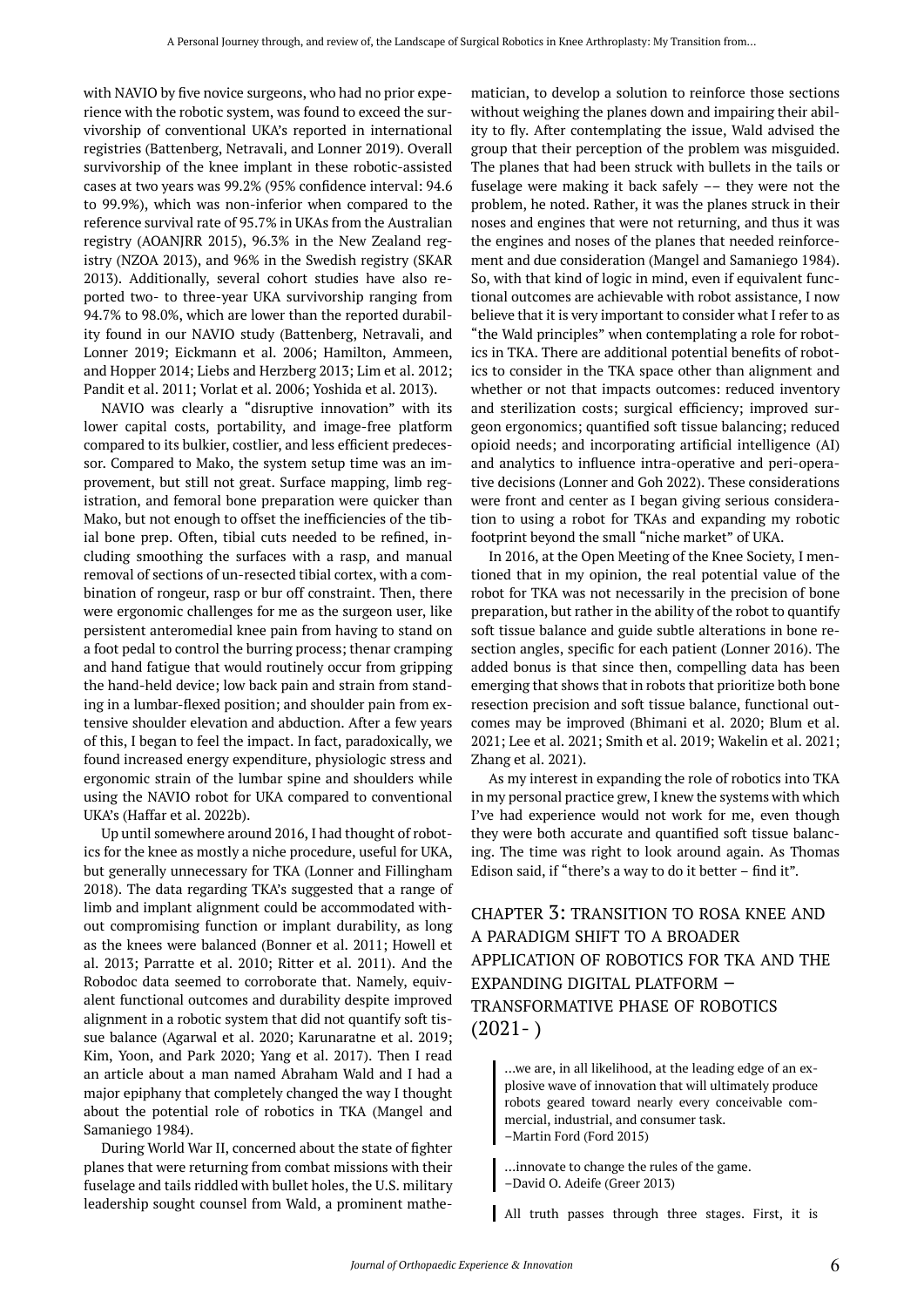with NAVIO by five novice surgeons, who had no prior experience with the robotic system, was found to exceed the survivorship of conventional UKA's reported in international registries (Battenberg, Netravali, and Lonner 2019). Overall survivorship of the knee implant in these robotic-assisted cases at two years was 99.2% (95% confidence interval: 94.6 to 99.9%), which was non-inferior when compared to the reference survival rate of 95.7% in UKAs from the Australian registry (AOANJRR 2015), 96.3% in the New Zealand registry (NZOA 2013), and 96% in the Swedish registry (SKAR 2013). Additionally, several cohort studies have also reported two- to three-year UKA survivorship ranging from 94.7% to 98.0%, which are lower than the reported durability found in our NAVIO study (Battenberg, Netravali, and Lonner 2019; Eickmann et al. 2006; Hamilton, Ammeen, and Hopper 2014; Liebs and Herzberg 2013; Lim et al. 2012; Pandit et al. 2011; Vorlat et al. 2006; Yoshida et al. 2013).

NAVIO was clearly a "disruptive innovation" with its lower capital costs, portability, and image-free platform compared to its bulkier, costlier, and less efficient predecessor. Compared to Mako, the system setup time was an improvement, but still not great. Surface mapping, limb registration, and femoral bone preparation were quicker than Mako, but not enough to offset the inefficiencies of the tibial bone prep. Often, tibial cuts needed to be refined, including smoothing the surfaces with a rasp, and manual removal of sections of un-resected tibial cortex, with a combination of rongeur, rasp or bur off constraint. Then, there were ergonomic challenges for me as the surgeon user, like persistent anteromedial knee pain from having to stand on a foot pedal to control the burring process; thenar cramping and hand fatigue that would routinely occur from gripping the hand-held device; low back pain and strain from standing in a lumbar-flexed position; and shoulder pain from extensive shoulder elevation and abduction. After a few years of this, I began to feel the impact. In fact, paradoxically, we found increased energy expenditure, physiologic stress and ergonomic strain of the lumbar spine and shoulders while using the NAVIO robot for UKA compared to conventional UKA's (Haffar et al. 2022b).

Up until somewhere around 2016, I had thought of robotics for the knee as mostly a niche procedure, useful for UKA, but generally unnecessary for TKA (Lonner and Fillingham 2018). The data regarding TKA's suggested that a range of limb and implant alignment could be accommodated without compromising function or implant durability, as long as the knees were balanced (Bonner et al. 2011; Howell et al. 2013; Parratte et al. 2010; Ritter et al. 2011). And the Robodoc data seemed to corroborate that. Namely, equivalent functional outcomes and durability despite improved alignment in a robotic system that did not quantify soft tissue balance (Agarwal et al. 2020; Karunaratne et al. 2019; Kim, Yoon, and Park 2020; Yang et al. 2017). Then I read an article about a man named Abraham Wald and I had a major epiphany that completely changed the way I thought about the potential role of robotics in TKA (Mangel and Samaniego 1984).

During World War II, concerned about the state of fighter planes that were returning from combat missions with their fuselage and tails riddled with bullet holes, the U.S. military leadership sought counsel from Wald, a prominent mathematician, to develop a solution to reinforce those sections without weighing the planes down and impairing their ability to fly. After contemplating the issue, Wald advised the group that their perception of the problem was misguided. The planes that had been struck with bullets in the tails or fuselage were making it back safely –– they were not the problem, he noted. Rather, it was the planes struck in their noses and engines that were not returning, and thus it was the engines and noses of the planes that needed reinforcement and due consideration (Mangel and Samaniego 1984). So, with that kind of logic in mind, even if equivalent functional outcomes are achievable with robot assistance, I now believe that it is very important to consider what I refer to as "the Wald principles" when contemplating a role for robotics in TKA. There are additional potential benefits of robotics to consider in the TKA space other than alignment and whether or not that impacts outcomes: reduced inventory and sterilization costs; surgical efficiency; improved surgeon ergonomics; quantified soft tissue balancing; reduced opioid needs; and incorporating artificial intelligence (AI) and analytics to influence intra-operative and peri-operative decisions (Lonner and Goh 2022). These considerations were front and center as I began giving serious consideration to using a robot for TKAs and expanding my robotic footprint beyond the small "niche market" of UKA.

In 2016, at the Open Meeting of the Knee Society, I mentioned that in my opinion, the real potential value of the robot for TKA was not necessarily in the precision of bone preparation, but rather in the ability of the robot to quantify soft tissue balance and guide subtle alterations in bone resection angles, specific for each patient (Lonner 2016). The added bonus is that since then, compelling data has been emerging that shows that in robots that prioritize both bone resection precision and soft tissue balance, functional outcomes may be improved (Bhimani et al. 2020; Blum et al. 2021; Lee et al. 2021; Smith et al. 2019; Wakelin et al. 2021; Zhang et al. 2021).

As my interest in expanding the role of robotics into TKA in my personal practice grew, I knew the systems with which I've had experience would not work for me, even though they were both accurate and quantified soft tissue balancing. The time was right to look around again. As Thomas Edison said, if "there's a way to do it better – find it".

## CHAPTER 3: TRANSITION TO ROSA KNEE AND A PARADIGM SHIFT TO A BROADER APPLICATION OF ROBOTICS FOR TKA AND THE EXPANDING DIGITAL PLATFORM – TRANSFORMATIVE PHASE OF ROBOTICS (2021- )

> ...we are, in all likelihood, at the leading edge of an explosive wave of innovation that will ultimately produce robots geared toward nearly every conceivable commercial, industrial, and consumer task.
> –Martin Ford (Ford 2015)

> ...innovate to change the rules of the game.
> –David O. Adeife (Greer 2013)

> All truth passes through three stages. First, it is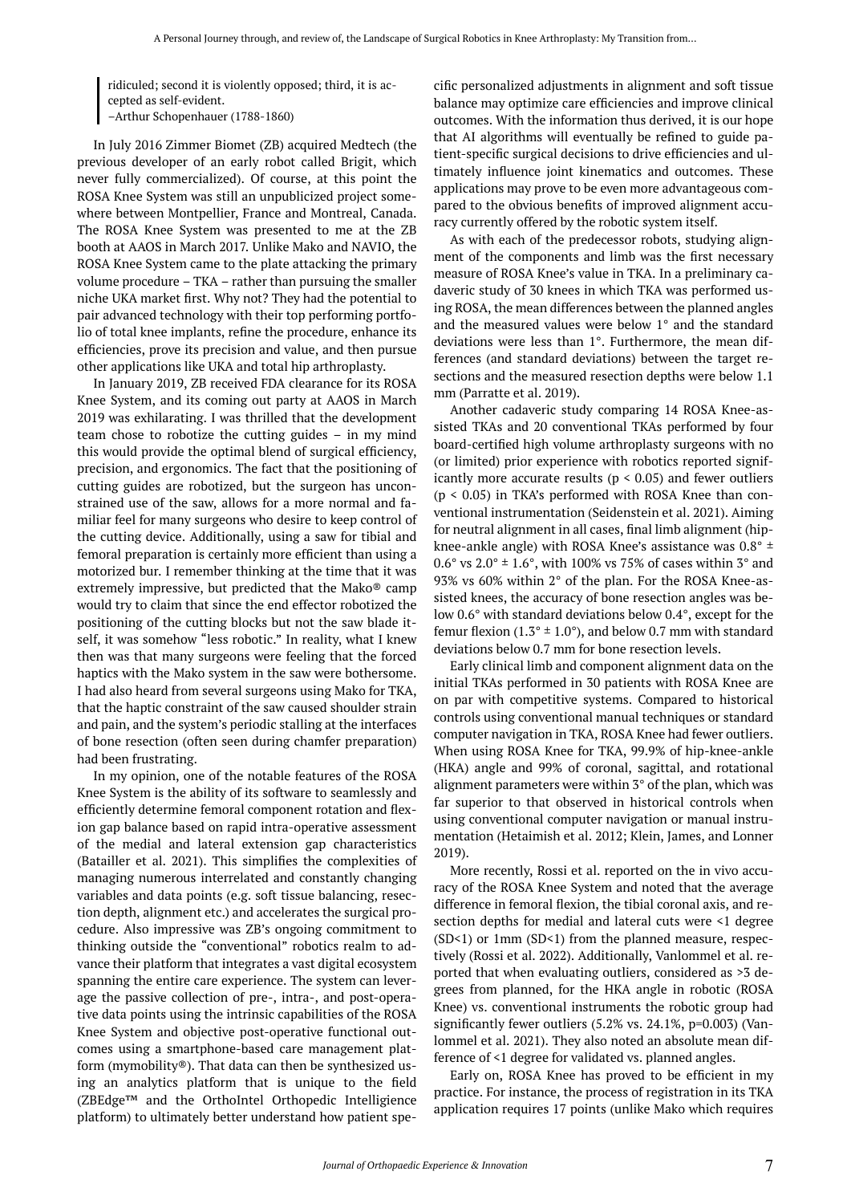> ridiculed; second it is violently opposed; third, it is accepted as self-evident.
> –Arthur Schopenhauer (1788-1860)

In July 2016 Zimmer Biomet (ZB) acquired Medtech (the previous developer of an early robot called Brigit, which never fully commercialized). Of course, at this point the ROSA Knee System was still an unpublicized project somewhere between Montpellier, France and Montreal, Canada. The ROSA Knee System was presented to me at the ZB booth at AAOS in March 2017. Unlike Mako and NAVIO, the ROSA Knee System came to the plate attacking the primary volume procedure – TKA – rather than pursuing the smaller niche UKA market first. Why not? They had the potential to pair advanced technology with their top performing portfolio of total knee implants, refine the procedure, enhance its efficiencies, prove its precision and value, and then pursue other applications like UKA and total hip arthroplasty.

In January 2019, ZB received FDA clearance for its ROSA Knee System, and its coming out party at AAOS in March 2019 was exhilarating. I was thrilled that the development team chose to robotize the cutting guides – in my mind this would provide the optimal blend of surgical efficiency, precision, and ergonomics. The fact that the positioning of cutting guides are robotized, but the surgeon has unconstrained use of the saw, allows for a more normal and familiar feel for many surgeons who desire to keep control of the cutting device. Additionally, using a saw for tibial and femoral preparation is certainly more efficient than using a motorized bur. I remember thinking at the time that it was extremely impressive, but predicted that the Mako® camp would try to claim that since the end effector robotized the positioning of the cutting blocks but not the saw blade itself, it was somehow "less robotic." In reality, what I knew then was that many surgeons were feeling that the forced haptics with the Mako system in the saw were bothersome. I had also heard from several surgeons using Mako for TKA, that the haptic constraint of the saw caused shoulder strain and pain, and the system's periodic stalling at the interfaces of bone resection (often seen during chamfer preparation) had been frustrating.

In my opinion, one of the notable features of the ROSA Knee System is the ability of its software to seamlessly and efficiently determine femoral component rotation and flexion gap balance based on rapid intra-operative assessment of the medial and lateral extension gap characteristics (Batailler et al. 2021). This simplifies the complexities of managing numerous interrelated and constantly changing variables and data points (e.g. soft tissue balancing, resection depth, alignment etc.) and accelerates the surgical procedure. Also impressive was ZB's ongoing commitment to thinking outside the "conventional" robotics realm to advance their platform that integrates a vast digital ecosystem spanning the entire care experience. The system can leverage the passive collection of pre-, intra-, and post-operative data points using the intrinsic capabilities of the ROSA Knee System and objective post-operative functional outcomes using a smartphone-based care management platform (mymobility®). That data can then be synthesized using an analytics platform that is unique to the field (ZBEdge™ and the OrthoIntel Orthopedic Intelligience platform) to ultimately better understand how patient specific personalized adjustments in alignment and soft tissue balance may optimize care efficiencies and improve clinical outcomes. With the information thus derived, it is our hope that AI algorithms will eventually be refined to guide patient-specific surgical decisions to drive efficiencies and ultimately influence joint kinematics and outcomes. These applications may prove to be even more advantageous compared to the obvious benefits of improved alignment accuracy currently offered by the robotic system itself.

As with each of the predecessor robots, studying alignment of the components and limb was the first necessary measure of ROSA Knee's value in TKA. In a preliminary cadaveric study of 30 knees in which TKA was performed using ROSA, the mean differences between the planned angles and the measured values were below 1° and the standard deviations were less than 1°. Furthermore, the mean differences (and standard deviations) between the target resections and the measured resection depths were below 1.1 mm (Parratte et al. 2019).

Another cadaveric study comparing 14 ROSA Knee-assisted TKAs and 20 conventional TKAs performed by four board-certified high volume arthroplasty surgeons with no (or limited) prior experience with robotics reported significantly more accurate results ($p < 0.05$) and fewer outliers ($p < 0.05$) in TKA's performed with ROSA Knee than conventional instrumentation (Seidenstein et al. 2021). Aiming for neutral alignment in all cases, final limb alignment (hip-knee-ankle angle) with ROSA Knee's assistance was 0.8° ± 0.6° vs 2.0° ± 1.6°, with 100% vs 75% of cases within 3° and 93% vs 60% within 2° of the plan. For the ROSA Knee-assisted knees, the accuracy of bone resection angles was below 0.6° with standard deviations below 0.4°, except for the femur flexion (1.3° ± 1.0°), and below 0.7 mm with standard deviations below 0.7 mm for bone resection levels.

Early clinical limb and component alignment data on the initial TKAs performed in 30 patients with ROSA Knee are on par with competitive systems. Compared to historical controls using conventional manual techniques or standard computer navigation in TKA, ROSA Knee had fewer outliers. When using ROSA Knee for TKA, 99.9% of hip-knee-ankle (HKA) angle and 99% of coronal, sagittal, and rotational alignment parameters were within 3° of the plan, which was far superior to that observed in historical controls when using conventional computer navigation or manual instrumentation (Hetaimish et al. 2012; Klein, James, and Lonner 2019).

More recently, Rossi et al. reported on the in vivo accuracy of the ROSA Knee System and noted that the average difference in femoral flexion, the tibial coronal axis, and resection depths for medial and lateral cuts were <1 degree (SD<1) or 1mm (SD<1) from the planned measure, respectively (Rossi et al. 2022). Additionally, Vanlommel et al. reported that when evaluating outliers, considered as >3 degrees from planned, for the HKA angle in robotic (ROSA Knee) vs. conventional instruments the robotic group had significantly fewer outliers (5.2% vs. 24.1%, $p=0.003$) (Vanlommel et al. 2021). They also noted an absolute mean difference of <1 degree for validated vs. planned angles.

Early on, ROSA Knee has proved to be efficient in my practice. For instance, the process of registration in its TKA application requires 17 points (unlike Mako which requires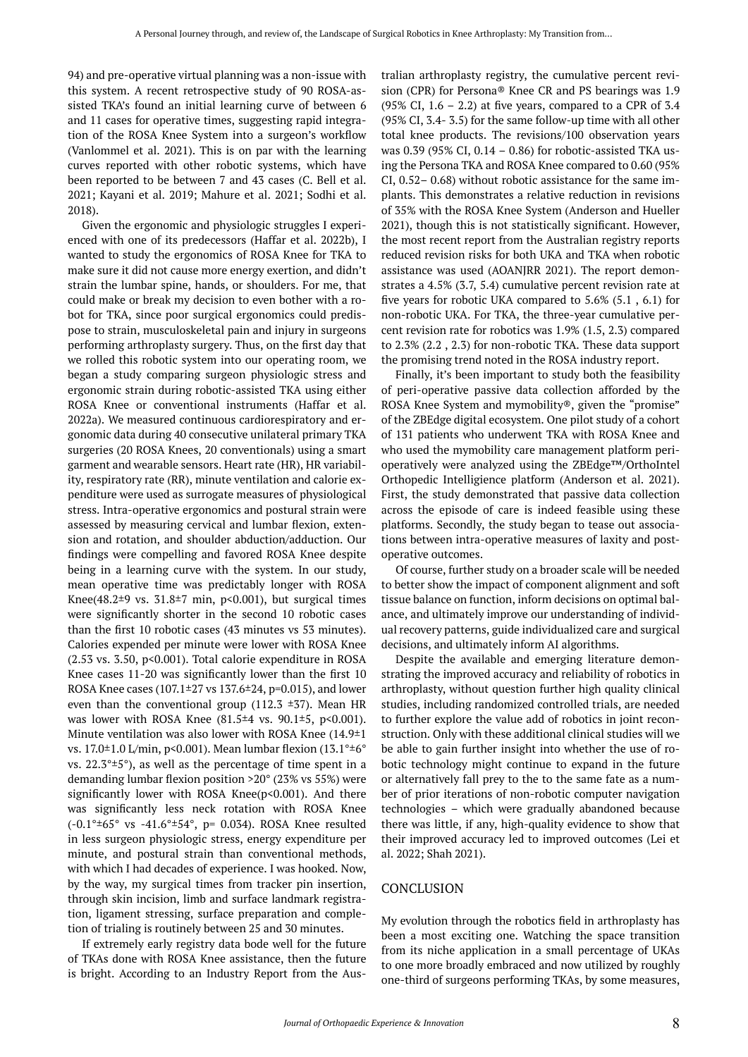94) and pre-operative virtual planning was a non-issue with this system. A recent retrospective study of 90 ROSA-assisted TKA's found an initial learning curve of between 6 and 11 cases for operative times, suggesting rapid integration of the ROSA Knee System into a surgeon's workflow (Vanlommel et al. 2021). This is on par with the learning curves reported with other robotic systems, which have been reported to be between 7 and 43 cases (C. Bell et al. 2021; Kayani et al. 2019; Mahure et al. 2021; Sodhi et al. 2018).

Given the ergonomic and physiologic struggles I experienced with one of its predecessors (Haffar et al. 2022b), I wanted to study the ergonomics of ROSA Knee for TKA to make sure it did not cause more energy exertion, and didn't strain the lumbar spine, hands, or shoulders. For me, that could make or break my decision to even bother with a robot for TKA, since poor surgical ergonomics could predispose to strain, musculoskeletal pain and injury in surgeons performing arthroplasty surgery. Thus, on the first day that we rolled this robotic system into our operating room, we began a study comparing surgeon physiologic stress and ergonomic strain during robotic-assisted TKA using either ROSA Knee or conventional instruments (Haffar et al. 2022a). We measured continuous cardiorespiratory and ergonomic data during 40 consecutive unilateral primary TKA surgeries (20 ROSA Knees, 20 conventionals) using a smart garment and wearable sensors. Heart rate (HR), HR variability, respiratory rate (RR), minute ventilation and calorie expenditure were used as surrogate measures of physiological stress. Intra-operative ergonomics and postural strain were assessed by measuring cervical and lumbar flexion, extension and rotation, and shoulder abduction/adduction. Our findings were compelling and favored ROSA Knee despite being in a learning curve with the system. In our study, mean operative time was predictably longer with ROSA Knee(48.2±9 vs. 31.8±7 min, $p<0.001$), but surgical times were significantly shorter in the second 10 robotic cases than the first 10 robotic cases (43 minutes vs 53 minutes). Calories expended per minute were lower with ROSA Knee (2.53 vs. 3.50, $p<0.001$). Total calorie expenditure in ROSA Knee cases 11-20 was significantly lower than the first 10 ROSA Knee cases (107.1±27 vs 137.6±24, $p=0.015$), and lower even than the conventional group (112.3 ±37). Mean HR was lower with ROSA Knee (81.5±4 vs. 90.1±5, $p<0.001$). Minute ventilation was also lower with ROSA Knee (14.9±1 vs. 17.0±1.0 L/min, $p<0.001$). Mean lumbar flexion (13.1°±6° vs. 22.3°±5°), as well as the percentage of time spent in a demanding lumbar flexion position >20° (23% vs 55%) were significantly lower with ROSA Knee($p<0.001$). And there was significantly less neck rotation with ROSA Knee (-0.1°±65° vs -41.6°±54°, $p= 0.034$). ROSA Knee resulted in less surgeon physiologic stress, energy expenditure per minute, and postural strain than conventional methods, with which I had decades of experience. I was hooked. Now, by the way, my surgical times from tracker pin insertion, through skin incision, limb and surface landmark registration, ligament stressing, surface preparation and completion of trialing is routinely between 25 and 30 minutes.

If extremely early registry data bode well for the future of TKAs done with ROSA Knee assistance, then the future is bright. According to an Industry Report from the Australian arthroplasty registry, the cumulative percent revision (CPR) for Persona® Knee CR and PS bearings was 1.9 (95% CI, 1.6 – 2.2) at five years, compared to a CPR of 3.4 (95% CI, 3.4- 3.5) for the same follow-up time with all other total knee products. The revisions/100 observation years was 0.39 (95% CI, 0.14 – 0.86) for robotic-assisted TKA using the Persona TKA and ROSA Knee compared to 0.60 (95% CI, 0.52– 0.68) without robotic assistance for the same implants. This demonstrates a relative reduction in revisions of 35% with the ROSA Knee System (Anderson and Hueller 2021), though this is not statistically significant. However, the most recent report from the Australian registry reports reduced revision risks for both UKA and TKA when robotic assistance was used (AOANJRR 2021). The report demonstrates a 4.5% (3.7, 5.4) cumulative percent revision rate at five years for robotic UKA compared to 5.6% (5.1 , 6.1) for non-robotic UKA. For TKA, the three-year cumulative percent revision rate for robotics was 1.9% (1.5, 2.3) compared to 2.3% (2.2 , 2.3) for non-robotic TKA. These data support the promising trend noted in the ROSA industry report.

Finally, it's been important to study both the feasibility of peri-operative passive data collection afforded by the ROSA Knee System and mymobility®, given the "promise" of the ZBEdge digital ecosystem. One pilot study of a cohort of 131 patients who underwent TKA with ROSA Knee and who used the mymobility care management platform peri-operatively were analyzed using the ZBEdge™/OrthoIntel Orthopedic Intelligience platform (Anderson et al. 2021). First, the study demonstrated that passive data collection across the episode of care is indeed feasible using these platforms. Secondly, the study began to tease out associations between intra-operative measures of laxity and post-operative outcomes.

Of course, further study on a broader scale will be needed to better show the impact of component alignment and soft tissue balance on function, inform decisions on optimal balance, and ultimately improve our understanding of individual recovery patterns, guide individualized care and surgical decisions, and ultimately inform AI algorithms.

Despite the available and emerging literature demonstrating the improved accuracy and reliability of robotics in arthroplasty, without question further high quality clinical studies, including randomized controlled trials, are needed to further explore the value add of robotics in joint reconstruction. Only with these additional clinical studies will we be able to gain further insight into whether the use of robotic technology might continue to expand in the future or alternatively fall prey to the to the same fate as a number of prior iterations of non-robotic computer navigation technologies – which were gradually abandoned because there was little, if any, high-quality evidence to show that their improved accuracy led to improved outcomes (Lei et al. 2022; Shah 2021).

## CONCLUSION

My evolution through the robotics field in arthroplasty has been a most exciting one. Watching the space transition from its niche application in a small percentage of UKAs to one more broadly embraced and now utilized by roughly one-third of surgeons performing TKAs, by some measures,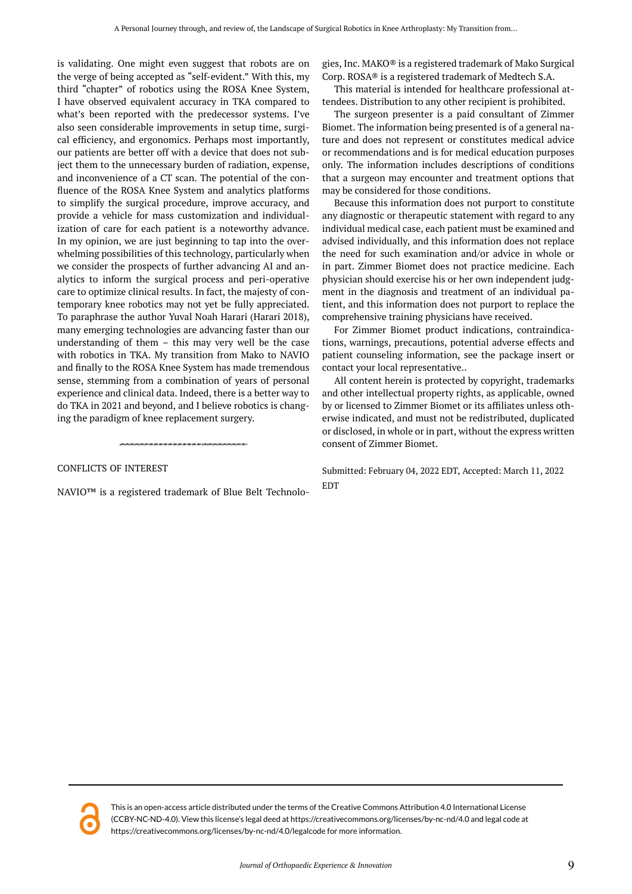is validating. One might even suggest that robots are on the verge of being accepted as "self-evident." With this, my third "chapter" of robotics using the ROSA Knee System, I have observed equivalent accuracy in TKA compared to what's been reported with the predecessor systems. I've also seen considerable improvements in setup time, surgical efficiency, and ergonomics. Perhaps most importantly, our patients are better off with a device that does not subject them to the unnecessary burden of radiation, expense, and inconvenience of a CT scan. The potential of the confluence of the ROSA Knee System and analytics platforms to simplify the surgical procedure, improve accuracy, and provide a vehicle for mass customization and individualization of care for each patient is a noteworthy advance. In my opinion, we are just beginning to tap into the overwhelming possibilities of this technology, particularly when we consider the prospects of further advancing AI and analytics to inform the surgical process and peri-operative care to optimize clinical results. In fact, the majesty of contemporary knee robotics may not yet be fully appreciated. To paraphrase the author Yuval Noah Harari (Harari 2018), many emerging technologies are advancing faster than our understanding of them – this may very well be the case with robotics in TKA. My transition from Mako to NAVIO and finally to the ROSA Knee System has made tremendous sense, stemming from a combination of years of personal experience and clinical data. Indeed, there is a better way to do TKA in 2021 and beyond, and I believe robotics is changing the paradigm of knee replacement surgery.

---

## CONFLICTS OF INTEREST

NAVIO™ is a registered trademark of Blue Belt Technologies, Inc. MAKO® is a registered trademark of Mako Surgical Corp. ROSA® is a registered trademark of Medtech S.A.

This material is intended for healthcare professional attendees. Distribution to any other recipient is prohibited.

The surgeon presenter is a paid consultant of Zimmer Biomet. The information being presented is of a general nature and does not represent or constitutes medical advice or recommendations and is for medical education purposes only. The information includes descriptions of conditions that a surgeon may encounter and treatment options that may be considered for those conditions.

Because this information does not purport to constitute any diagnostic or therapeutic statement with regard to any individual medical case, each patient must be examined and advised individually, and this information does not replace the need for such examination and/or advice in whole or in part. Zimmer Biomet does not practice medicine. Each physician should exercise his or her own independent judgment in the diagnosis and treatment of an individual patient, and this information does not purport to replace the comprehensive training physicians have received.

For Zimmer Biomet product indications, contraindications, warnings, precautions, potential adverse effects and patient counseling information, see the package insert or contact your local representative..

All content herein is protected by copyright, trademarks and other intellectual property rights, as applicable, owned by or licensed to Zimmer Biomet or its affiliates unless otherwise indicated, and must not be redistributed, duplicated or disclosed, in whole or in part, without the express written consent of Zimmer Biomet.

Submitted: February 04, 2022 EDT, Accepted: March 11, 2022 EDT

This is an open-access article distributed under the terms of the Creative Commons Attribution 4.0 International License (CCBY-NC-ND-4.0). View this license's legal deed at https://creativecommons.org/licenses/by-nc-nd/4.0 and legal code at https://creativecommons.org/licenses/by-nc-nd/4.0/legalcode for more information.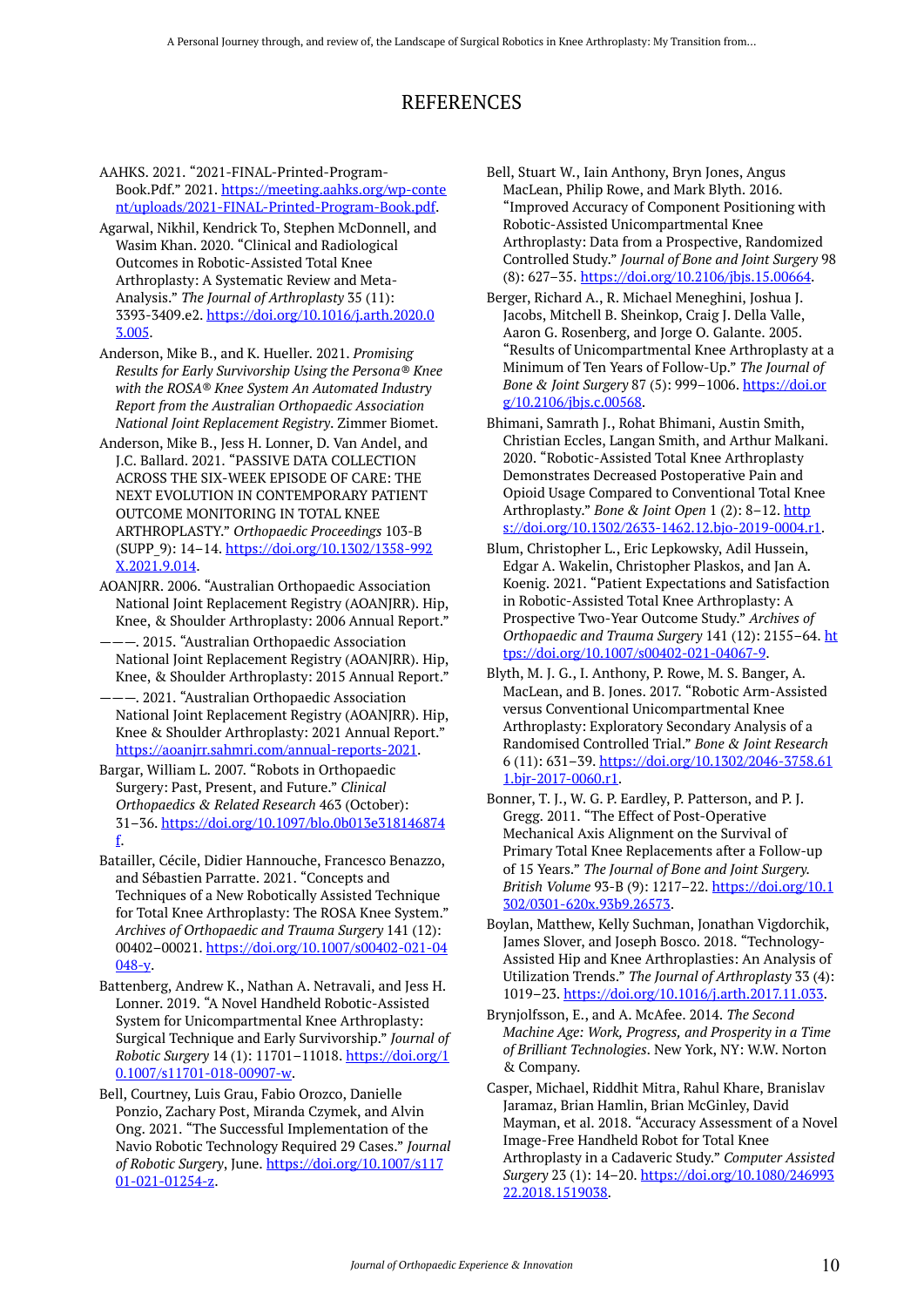# REFERENCES

AAHKS. 2021. "2021-FINAL-Printed-Program-Book.Pdf." 2021. https://meeting.aahks.org/wp-content/uploads/2021-FINAL-Printed-Program-Book.pdf.

Agarwal, Nikhil, Kendrick To, Stephen McDonnell, and Wasim Khan. 2020. "Clinical and Radiological Outcomes in Robotic-Assisted Total Knee Arthroplasty: A Systematic Review and Meta-Analysis." *The Journal of Arthroplasty* 35 (11): 3393-3409.e2. https://doi.org/10.1016/j.arth.2020.03.005.

Anderson, Mike B., and K. Hueller. 2021. *Promising Results for Early Survivorship Using the Persona® Knee with the ROSA® Knee System An Automated Industry Report from the Australian Orthopaedic Association National Joint Replacement Registry*. Zimmer Biomet.

Anderson, Mike B., Jess H. Lonner, D. Van Andel, and J.C. Ballard. 2021. "PASSIVE DATA COLLECTION ACROSS THE SIX-WEEK EPISODE OF CARE: THE NEXT EVOLUTION IN CONTEMPORARY PATIENT OUTCOME MONITORING IN TOTAL KNEE ARTHROPLASTY." *Orthopaedic Proceedings* 103-B (SUPP_9): 14–14. https://doi.org/10.1302/1358-992X.2021.9.014.

AOANJRR. 2006. "Australian Orthopaedic Association National Joint Replacement Registry (AOANJRR). Hip, Knee, & Shoulder Arthroplasty: 2006 Annual Report."

———. 2015. "Australian Orthopaedic Association National Joint Replacement Registry (AOANJRR). Hip, Knee, & Shoulder Arthroplasty: 2015 Annual Report."

———. 2021. "Australian Orthopaedic Association National Joint Replacement Registry (AOANJRR). Hip, Knee & Shoulder Arthroplasty: 2021 Annual Report." https://aoanjrr.sahmri.com/annual-reports-2021.

Bargar, William L. 2007. "Robots in Orthopaedic Surgery: Past, Present, and Future." *Clinical Orthopaedics & Related Research* 463 (October): 31–36. https://doi.org/10.1097/blo.0b013e318146874f.

Batailler, Cécile, Didier Hannouche, Francesco Benazzo, and Sébastien Parratte. 2021. "Concepts and Techniques of a New Robotically Assisted Technique for Total Knee Arthroplasty: The ROSA Knee System." *Archives of Orthopaedic and Trauma Surgery* 141 (12): 00402–00021. https://doi.org/10.1007/s00402-021-04048-y.

Battenberg, Andrew K., Nathan A. Netravali, and Jess H. Lonner. 2019. "A Novel Handheld Robotic-Assisted System for Unicompartmental Knee Arthroplasty: Surgical Technique and Early Survivorship." *Journal of Robotic Surgery* 14 (1): 11701–11018. https://doi.org/10.1007/s11701-018-00907-w.

Bell, Courtney, Luis Grau, Fabio Orozco, Danielle Ponzio, Zachary Post, Miranda Czymek, and Alvin Ong. 2021. "The Successful Implementation of the Navio Robotic Technology Required 29 Cases." *Journal of Robotic Surgery*, June. https://doi.org/10.1007/s11701-021-01254-z.

Bell, Stuart W., Iain Anthony, Bryn Jones, Angus MacLean, Philip Rowe, and Mark Blyth. 2016. "Improved Accuracy of Component Positioning with Robotic-Assisted Unicompartmental Knee Arthroplasty: Data from a Prospective, Randomized Controlled Study." *Journal of Bone and Joint Surgery* 98 (8): 627–35. https://doi.org/10.2106/jbjs.15.00664.

Berger, Richard A., R. Michael Meneghini, Joshua J. Jacobs, Mitchell B. Sheinkop, Craig J. Della Valle, Aaron G. Rosenberg, and Jorge O. Galante. 2005. "Results of Unicompartmental Knee Arthroplasty at a Minimum of Ten Years of Follow-Up." *The Journal of Bone & Joint Surgery* 87 (5): 999–1006. https://doi.org/10.2106/jbjs.c.00568.

Bhimani, Samrath J., Rohat Bhimani, Austin Smith, Christian Eccles, Langan Smith, and Arthur Malkani. 2020. "Robotic-Assisted Total Knee Arthroplasty Demonstrates Decreased Postoperative Pain and Opioid Usage Compared to Conventional Total Knee Arthroplasty." *Bone & Joint Open* 1 (2): 8–12. https://doi.org/10.1302/2633-1462.12.bjo-2019-0004.r1.

Blum, Christopher L., Eric Lepkowsky, Adil Hussein, Edgar A. Wakelin, Christopher Plaskos, and Jan A. Koenig. 2021. "Patient Expectations and Satisfaction in Robotic-Assisted Total Knee Arthroplasty: A Prospective Two-Year Outcome Study." *Archives of Orthopaedic and Trauma Surgery* 141 (12): 2155–64. https://doi.org/10.1007/s00402-021-04067-9.

Blyth, M. J. G., I. Anthony, P. Rowe, M. S. Banger, A. MacLean, and B. Jones. 2017. "Robotic Arm-Assisted versus Conventional Unicompartmental Knee Arthroplasty: Exploratory Secondary Analysis of a Randomised Controlled Trial." *Bone & Joint Research* 6 (11): 631–39. https://doi.org/10.1302/2046-3758.611.bjr-2017-0060.r1.

Bonner, T. J., W. G. P. Eardley, P. Patterson, and P. J. Gregg. 2011. "The Effect of Post-Operative Mechanical Axis Alignment on the Survival of Primary Total Knee Replacements after a Follow-up of 15 Years." *The Journal of Bone and Joint Surgery. British Volume* 93-B (9): 1217–22. https://doi.org/10.1302/0301-620x.93b9.26573.

Boylan, Matthew, Kelly Suchman, Jonathan Vigdorchik, James Slover, and Joseph Bosco. 2018. "Technology-Assisted Hip and Knee Arthroplasties: An Analysis of Utilization Trends." *The Journal of Arthroplasty* 33 (4): 1019–23. https://doi.org/10.1016/j.arth.2017.11.033.

Brynjolfsson, E., and A. McAfee. 2014. *The Second Machine Age: Work, Progress, and Prosperity in a Time of Brilliant Technologies*. New York, NY: W.W. Norton & Company.

Casper, Michael, Riddhit Mitra, Rahul Khare, Branislav Jaramaz, Brian Hamlin, Brian McGinley, David Mayman, et al. 2018. "Accuracy Assessment of a Novel Image-Free Handheld Robot for Total Knee Arthroplasty in a Cadaveric Study." *Computer Assisted Surgery* 23 (1): 14–20. https://doi.org/10.1080/24699322.2018.1519038.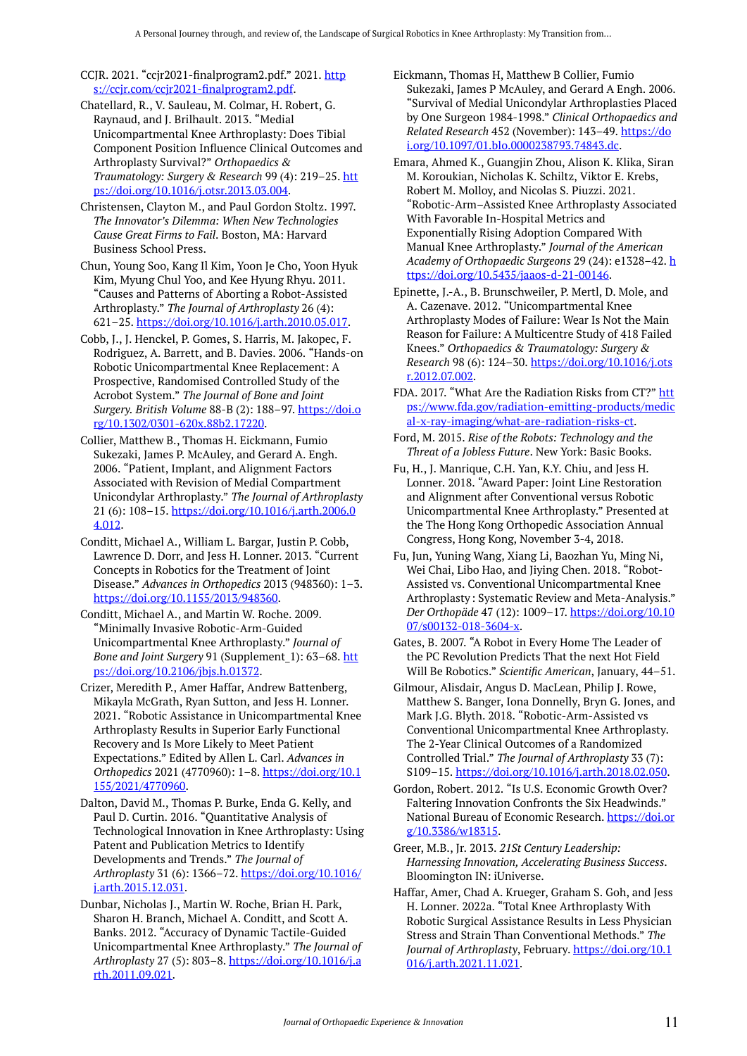CCJR. 2021. "ccjr2021-finalprogram2.pdf." 2021. https://ccjr.com/ccjr2021-finalprogram2.pdf.

Chatellard, R., V. Sauleau, M. Colmar, H. Robert, G. Raynaud, and J. Brilhault. 2013. "Medial Unicompartmental Knee Arthroplasty: Does Tibial Component Position Influence Clinical Outcomes and Arthroplasty Survival?" *Orthopaedics & Traumatology: Surgery & Research* 99 (4): 219–25. https://doi.org/10.1016/j.otsr.2013.03.004.

Christensen, Clayton M., and Paul Gordon Stoltz. 1997. *The Innovator's Dilemma: When New Technologies Cause Great Firms to Fail*. Boston, MA: Harvard Business School Press.

Chun, Young Soo, Kang Il Kim, Yoon Je Cho, Yoon Hyuk Kim, Myung Chul Yoo, and Kee Hyung Rhyu. 2011. "Causes and Patterns of Aborting a Robot-Assisted Arthroplasty." *The Journal of Arthroplasty* 26 (4): 621–25. https://doi.org/10.1016/j.arth.2010.05.017.

Cobb, J., J. Henckel, P. Gomes, S. Harris, M. Jakopec, F. Rodriguez, A. Barrett, and B. Davies. 2006. "Hands-on Robotic Unicompartmental Knee Replacement: A Prospective, Randomised Controlled Study of the Acrobot System." *The Journal of Bone and Joint Surgery. British Volume* 88-B (2): 188–97. https://doi.org/10.1302/0301-620x.88b2.17220.

Collier, Matthew B., Thomas H. Eickmann, Fumio Sukezaki, James P. McAuley, and Gerard A. Engh. 2006. "Patient, Implant, and Alignment Factors Associated with Revision of Medial Compartment Unicondylar Arthroplasty." *The Journal of Arthroplasty* 21 (6): 108–15. https://doi.org/10.1016/j.arth.2006.04.012.

Conditt, Michael A., William L. Bargar, Justin P. Cobb, Lawrence D. Dorr, and Jess H. Lonner. 2013. "Current Concepts in Robotics for the Treatment of Joint Disease." *Advances in Orthopedics* 2013 (948360): 1–3. https://doi.org/10.1155/2013/948360.

Conditt, Michael A., and Martin W. Roche. 2009. "Minimally Invasive Robotic-Arm-Guided Unicompartmental Knee Arthroplasty." *Journal of Bone and Joint Surgery* 91 (Supplement_1): 63–68. https://doi.org/10.2106/jbjs.h.01372.

Crizer, Meredith P., Amer Haffar, Andrew Battenberg, Mikayla McGrath, Ryan Sutton, and Jess H. Lonner. 2021. "Robotic Assistance in Unicompartmental Knee Arthroplasty Results in Superior Early Functional Recovery and Is More Likely to Meet Patient Expectations." Edited by Allen L. Carl. *Advances in Orthopedics* 2021 (4770960): 1–8. https://doi.org/10.1155/2021/4770960.

Dalton, David M., Thomas P. Burke, Enda G. Kelly, and Paul D. Curtin. 2016. "Quantitative Analysis of Technological Innovation in Knee Arthroplasty: Using Patent and Publication Metrics to Identify Developments and Trends." *The Journal of Arthroplasty* 31 (6): 1366–72. https://doi.org/10.1016/j.arth.2015.12.031.

Dunbar, Nicholas J., Martin W. Roche, Brian H. Park, Sharon H. Branch, Michael A. Conditt, and Scott A. Banks. 2012. "Accuracy of Dynamic Tactile-Guided Unicompartmental Knee Arthroplasty." *The Journal of Arthroplasty* 27 (5): 803–8. https://doi.org/10.1016/j.arth.2011.09.021.

Eickmann, Thomas H, Matthew B Collier, Fumio Sukezaki, James P McAuley, and Gerard A Engh. 2006. "Survival of Medial Unicondylar Arthroplasties Placed by One Surgeon 1984-1998." *Clinical Orthopaedics and Related Research* 452 (November): 143–49. https://doi.org/10.1097/01.blo.0000238793.74843.dc.

Emara, Ahmed K., Guangjin Zhou, Alison K. Klika, Siran M. Koroukian, Nicholas K. Schiltz, Viktor E. Krebs, Robert M. Molloy, and Nicolas S. Piuzzi. 2021. "Robotic-Arm–Assisted Knee Arthroplasty Associated With Favorable In-Hospital Metrics and Exponentially Rising Adoption Compared With Manual Knee Arthroplasty." *Journal of the American Academy of Orthopaedic Surgeons* 29 (24): e1328–42. https://doi.org/10.5435/jaaos-d-21-00146.

Epinette, J.-A., B. Brunschweiler, P. Mertl, D. Mole, and A. Cazenave. 2012. "Unicompartmental Knee Arthroplasty Modes of Failure: Wear Is Not the Main Reason for Failure: A Multicentre Study of 418 Failed Knees." *Orthopaedics & Traumatology: Surgery & Research* 98 (6): 124–30. https://doi.org/10.1016/j.otsr.2012.07.002.

FDA. 2017. "What Are the Radiation Risks from CT?" https://www.fda.gov/radiation-emitting-products/medical-x-ray-imaging/what-are-radiation-risks-ct.

Ford, M. 2015. *Rise of the Robots: Technology and the Threat of a Jobless Future*. New York: Basic Books.

Fu, H., J. Manrique, C.H. Yan, K.Y. Chiu, and Jess H. Lonner. 2018. "Award Paper: Joint Line Restoration and Alignment after Conventional versus Robotic Unicompartmental Knee Arthroplasty." Presented at the The Hong Kong Orthopedic Association Annual Congress, Hong Kong, November 3-4, 2018.

Fu, Jun, Yuning Wang, Xiang Li, Baozhan Yu, Ming Ni, Wei Chai, Libo Hao, and Jiying Chen. 2018. "Robot-Assisted vs. Conventional Unicompartmental Knee Arthroplasty : Systematic Review and Meta-Analysis." *Der Orthopäde* 47 (12): 1009–17. https://doi.org/10.1007/s00132-018-3604-x.

Gates, B. 2007. "A Robot in Every Home The Leader of the PC Revolution Predicts That the next Hot Field Will Be Robotics." *Scientific American*, January, 44–51.

Gilmour, Alisdair, Angus D. MacLean, Philip J. Rowe, Matthew S. Banger, Iona Donnelly, Bryn G. Jones, and Mark J.G. Blyth. 2018. "Robotic-Arm-Assisted vs Conventional Unicompartmental Knee Arthroplasty. The 2-Year Clinical Outcomes of a Randomized Controlled Trial." *The Journal of Arthroplasty* 33 (7): S109–15. https://doi.org/10.1016/j.arth.2018.02.050.

Gordon, Robert. 2012. "Is U.S. Economic Growth Over? Faltering Innovation Confronts the Six Headwinds." National Bureau of Economic Research. https://doi.org/10.3386/w18315.

Greer, M.B., Jr. 2013. *21St Century Leadership: Harnessing Innovation, Accelerating Business Success*. Bloomington IN: iUniverse.

Haffar, Amer, Chad A. Krueger, Graham S. Goh, and Jess H. Lonner. 2022a. "Total Knee Arthroplasty With Robotic Surgical Assistance Results in Less Physician Stress and Strain Than Conventional Methods." *The Journal of Arthroplasty*, February. https://doi.org/10.1016/j.arth.2021.11.021.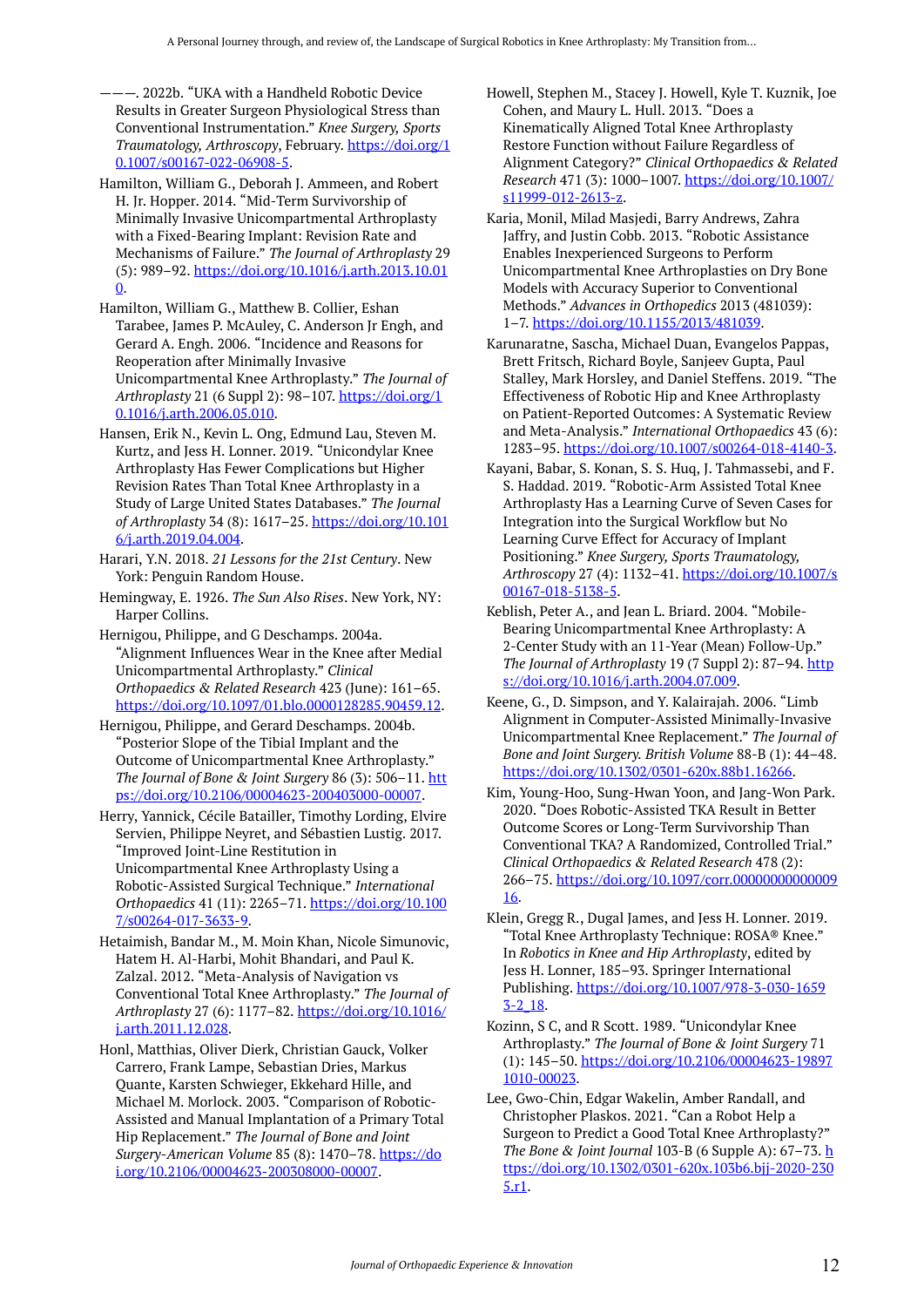———. 2022b. "UKA with a Handheld Robotic Device Results in Greater Surgeon Physiological Stress than Conventional Instrumentation." *Knee Surgery, Sports Traumatology, Arthroscopy*, February. https://doi.org/10.1007/s00167-022-06908-5.

Hamilton, William G., Deborah J. Ammeen, and Robert H. Jr. Hopper. 2014. "Mid-Term Survivorship of Minimally Invasive Unicompartmental Arthroplasty with a Fixed-Bearing Implant: Revision Rate and Mechanisms of Failure." *The Journal of Arthroplasty* 29 (5): 989–92. https://doi.org/10.1016/j.arth.2013.10.010.

Hamilton, William G., Matthew B. Collier, Eshan Tarabee, James P. McAuley, C. Anderson Jr Engh, and Gerard A. Engh. 2006. "Incidence and Reasons for Reoperation after Minimally Invasive Unicompartmental Knee Arthroplasty." *The Journal of Arthroplasty* 21 (6 Suppl 2): 98–107. https://doi.org/10.1016/j.arth.2006.05.010.

Hansen, Erik N., Kevin L. Ong, Edmund Lau, Steven M. Kurtz, and Jess H. Lonner. 2019. "Unicondylar Knee Arthroplasty Has Fewer Complications but Higher Revision Rates Than Total Knee Arthroplasty in a Study of Large United States Databases." *The Journal of Arthroplasty* 34 (8): 1617–25. https://doi.org/10.1016/j.arth.2019.04.004.

Harari, Y.N. 2018. *21 Lessons for the 21st Century*. New York: Penguin Random House.

Hemingway, E. 1926. *The Sun Also Rises*. New York, NY: Harper Collins.

Hernigou, Philippe, and G Deschamps. 2004a. "Alignment Influences Wear in the Knee after Medial Unicompartmental Arthroplasty." *Clinical Orthopaedics & Related Research* 423 (June): 161–65. https://doi.org/10.1097/01.blo.0000128285.90459.12.

Hernigou, Philippe, and Gerard Deschamps. 2004b. "Posterior Slope of the Tibial Implant and the Outcome of Unicompartmental Knee Arthroplasty." *The Journal of Bone & Joint Surgery* 86 (3): 506–11. https://doi.org/10.2106/00004623-200403000-00007.

Herry, Yannick, Cécile Batailler, Timothy Lording, Elvire Servien, Philippe Neyret, and Sébastien Lustig. 2017. "Improved Joint-Line Restitution in Unicompartmental Knee Arthroplasty Using a Robotic-Assisted Surgical Technique." *International Orthopaedics* 41 (11): 2265–71. https://doi.org/10.1007/s00264-017-3633-9.

Hetaimish, Bandar M., M. Moin Khan, Nicole Simunovic, Hatem H. Al-Harbi, Mohit Bhandari, and Paul K. Zalzal. 2012. "Meta-Analysis of Navigation vs Conventional Total Knee Arthroplasty." *The Journal of Arthroplasty* 27 (6): 1177–82. https://doi.org/10.1016/j.arth.2011.12.028.

Honl, Matthias, Oliver Dierk, Christian Gauck, Volker Carrero, Frank Lampe, Sebastian Dries, Markus Quante, Karsten Schwieger, Ekkehard Hille, and Michael M. Morlock. 2003. "Comparison of Robotic-Assisted and Manual Implantation of a Primary Total Hip Replacement." *The Journal of Bone and Joint Surgery-American Volume* 85 (8): 1470–78. https://doi.org/10.2106/00004623-200308000-00007.

Howell, Stephen M., Stacey J. Howell, Kyle T. Kuznik, Joe Cohen, and Maury L. Hull. 2013. "Does a Kinematically Aligned Total Knee Arthroplasty Restore Function without Failure Regardless of Alignment Category?" *Clinical Orthopaedics & Related Research* 471 (3): 1000–1007. https://doi.org/10.1007/s11999-012-2613-z.

Karia, Monil, Milad Masjedi, Barry Andrews, Zahra Jaffry, and Justin Cobb. 2013. "Robotic Assistance Enables Inexperienced Surgeons to Perform Unicompartmental Knee Arthroplasties on Dry Bone Models with Accuracy Superior to Conventional Methods." *Advances in Orthopedics* 2013 (481039): 1–7. https://doi.org/10.1155/2013/481039.

Karunaratne, Sascha, Michael Duan, Evangelos Pappas, Brett Fritsch, Richard Boyle, Sanjeev Gupta, Paul Stalley, Mark Horsley, and Daniel Steffens. 2019. "The Effectiveness of Robotic Hip and Knee Arthroplasty on Patient-Reported Outcomes: A Systematic Review and Meta-Analysis." *International Orthopaedics* 43 (6): 1283–95. https://doi.org/10.1007/s00264-018-4140-3.

Kayani, Babar, S. Konan, S. S. Huq, J. Tahmassebi, and F. S. Haddad. 2019. "Robotic-Arm Assisted Total Knee Arthroplasty Has a Learning Curve of Seven Cases for Integration into the Surgical Workflow but No Learning Curve Effect for Accuracy of Implant Positioning." *Knee Surgery, Sports Traumatology, Arthroscopy* 27 (4): 1132–41. https://doi.org/10.1007/s00167-018-5138-5.

Keblish, Peter A., and Jean L. Briard. 2004. "Mobile-Bearing Unicompartmental Knee Arthroplasty: A 2-Center Study with an 11-Year (Mean) Follow-Up." *The Journal of Arthroplasty* 19 (7 Suppl 2): 87–94. https://doi.org/10.1016/j.arth.2004.07.009.

Keene, G., D. Simpson, and Y. Kalairajah. 2006. "Limb Alignment in Computer-Assisted Minimally-Invasive Unicompartmental Knee Replacement." *The Journal of Bone and Joint Surgery. British Volume* 88-B (1): 44–48. https://doi.org/10.1302/0301-620x.88b1.16266.

Kim, Young-Hoo, Sung-Hwan Yoon, and Jang-Won Park. 2020. "Does Robotic-Assisted TKA Result in Better Outcome Scores or Long-Term Survivorship Than Conventional TKA? A Randomized, Controlled Trial." *Clinical Orthopaedics & Related Research* 478 (2): 266–75. https://doi.org/10.1097/corr.0000000000000916.

Klein, Gregg R., Dugal James, and Jess H. Lonner. 2019. "Total Knee Arthroplasty Technique: ROSA® Knee." In *Robotics in Knee and Hip Arthroplasty*, edited by Jess H. Lonner, 185–93. Springer International Publishing. https://doi.org/10.1007/978-3-030-16593-2_18.

Kozinn, S C, and R Scott. 1989. "Unicondylar Knee Arthroplasty." *The Journal of Bone & Joint Surgery* 71 (1): 145–50. https://doi.org/10.2106/00004623-198971010-00023.

Lee, Gwo-Chin, Edgar Wakelin, Amber Randall, and Christopher Plaskos. 2021. "Can a Robot Help a Surgeon to Predict a Good Total Knee Arthroplasty?" *The Bone & Joint Journal* 103-B (6 Supple A): 67–73. https://doi.org/10.1302/0301-620x.103b6.bjj-2020-2305.r1.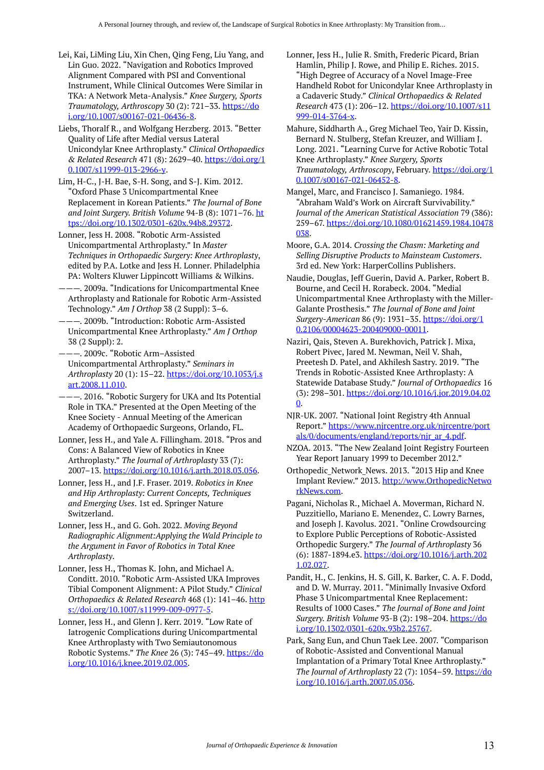Lei, Kai, LiMing Liu, Xin Chen, Qing Feng, Liu Yang, and Lin Guo. 2022. "Navigation and Robotics Improved Alignment Compared with PSI and Conventional Instrument, While Clinical Outcomes Were Similar in TKA: A Network Meta-Analysis." *Knee Surgery, Sports Traumatology, Arthroscopy* 30 (2): 721–33. https://doi.org/10.1007/s00167-021-06436-8.

Liebs, Thoralf R., and Wolfgang Herzberg. 2013. "Better Quality of Life after Medial versus Lateral Unicondylar Knee Arthroplasty." *Clinical Orthopaedics & Related Research* 471 (8): 2629–40. https://doi.org/10.1007/s11999-013-2966-y.

Lim, H-C., J-H. Bae, S-H. Song, and S-J. Kim. 2012. "Oxford Phase 3 Unicompartmental Knee Replacement in Korean Patients." *The Journal of Bone and Joint Surgery. British Volume* 94-B (8): 1071–76. https://doi.org/10.1302/0301-620x.94b8.29372.

Lonner, Jess H. 2008. "Robotic Arm-Assisted Unicompartmental Arthroplasty." In *Master Techniques in Orthopaedic Surgery: Knee Arthroplasty*, edited by P.A. Lotke and Jess H. Lonner. Philadelphia PA: Wolters Kluwer Lippincott Williams & Wilkins.

———. 2009a. "Indications for Unicompartmental Knee Arthroplasty and Rationale for Robotic Arm-Assisted Technology." *Am J Orthop* 38 (2 Suppl): 3–6.

———. 2009b. "Introduction: Robotic Arm-Assisted Unicompartmental Knee Arthroplasty." *Am J Orthop* 38 (2 Suppl): 2.

———. 2009c. "Robotic Arm–Assisted Unicompartmental Arthroplasty." *Seminars in Arthroplasty* 20 (1): 15–22. https://doi.org/10.1053/j.sart.2008.11.010.

———. 2016. "Robotic Surgery for UKA and Its Potential Role in TKA." Presented at the Open Meeting of the Knee Society - Annual Meeting of the American Academy of Orthopaedic Surgeons, Orlando, FL.

Lonner, Jess H., and Yale A. Fillingham. 2018. "Pros and Cons: A Balanced View of Robotics in Knee Arthroplasty." *The Journal of Arthroplasty* 33 (7): 2007–13. https://doi.org/10.1016/j.arth.2018.03.056.

Lonner, Jess H., and J.F. Fraser. 2019. *Robotics in Knee and Hip Arthroplasty: Current Concepts, Techniques and Emerging Uses*. 1st ed. Springer Nature Switzerland.

Lonner, Jess H., and G. Goh. 2022. *Moving Beyond Radiographic Alignment:Applying the Wald Principle to the Argument in Favor of Robotics in Total Knee Arthroplasty*.

Lonner, Jess H., Thomas K. John, and Michael A. Conditt. 2010. "Robotic Arm-Assisted UKA Improves Tibial Component Alignment: A Pilot Study." *Clinical Orthopaedics & Related Research* 468 (1): 141–46. https://doi.org/10.1007/s11999-009-0977-5.

Lonner, Jess H., and Glenn J. Kerr. 2019. "Low Rate of Iatrogenic Complications during Unicompartmental Knee Arthroplasty with Two Semiautonomous Robotic Systems." *The Knee* 26 (3): 745–49. https://doi.org/10.1016/j.knee.2019.02.005.

Lonner, Jess H., Julie R. Smith, Frederic Picard, Brian Hamlin, Philip J. Rowe, and Philip E. Riches. 2015. "High Degree of Accuracy of a Novel Image-Free Handheld Robot for Unicondylar Knee Arthroplasty in a Cadaveric Study." *Clinical Orthopaedics & Related Research* 473 (1): 206–12. https://doi.org/10.1007/s11999-014-3764-x.

Mahure, Siddharth A., Greg Michael Teo, Yair D. Kissin, Bernard N. Stulberg, Stefan Kreuzer, and William J. Long. 2021. "Learning Curve for Active Robotic Total Knee Arthroplasty." *Knee Surgery, Sports Traumatology, Arthroscopy*, February. https://doi.org/10.1007/s00167-021-06452-8.

Mangel, Marc, and Francisco J. Samaniego. 1984. "Abraham Wald's Work on Aircraft Survivability." *Journal of the American Statistical Association* 79 (386): 259–67. https://doi.org/10.1080/01621459.1984.10478038.

Moore, G.A. 2014. *Crossing the Chasm: Marketing and Selling Disruptive Products to Mainsteam Customers*. 3rd ed. New York: HarperCollins Publishers.

Naudie, Douglas, Jeff Guerin, David A. Parker, Robert B. Bourne, and Cecil H. Rorabeck. 2004. "Medial Unicompartmental Knee Arthroplasty with the Miller-Galante Prosthesis." *The Journal of Bone and Joint Surgery-American* 86 (9): 1931–35. https://doi.org/10.2106/00004623-200409000-00011.

Naziri, Qais, Steven A. Burekhovich, Patrick J. Mixa, Robert Pivec, Jared M. Newman, Neil V. Shah, Preetesh D. Patel, and Akhilesh Sastry. 2019. "The Trends in Robotic-Assisted Knee Arthroplasty: A Statewide Database Study." *Journal of Orthopaedics* 16 (3): 298–301. https://doi.org/10.1016/j.jor.2019.04.020.

NJR-UK. 2007. "National Joint Registry 4th Annual Report." https://www.njrcentre.org.uk/njrcentre/portals/0/documents/england/reports/njr_ar_4.pdf.

NZOA. 2013. "The New Zealand Joint Registry Fourteen Year Report January 1999 to December 2012."

Orthopedic_Network_News. 2013. "2013 Hip and Knee Implant Review." 2013. http://www.OrthopedicNetworkNews.com.

Pagani, Nicholas R., Michael A. Moverman, Richard N. Puzzitiello, Mariano E. Menendez, C. Lowry Barnes, and Joseph J. Kavolus. 2021. "Online Crowdsourcing to Explore Public Perceptions of Robotic-Assisted Orthopedic Surgery." *The Journal of Arthroplasty* 36 (6): 1887-1894.e3. https://doi.org/10.1016/j.arth.2021.02.027.

Pandit, H., C. Jenkins, H. S. Gill, K. Barker, C. A. F. Dodd, and D. W. Murray. 2011. "Minimally Invasive Oxford Phase 3 Unicompartmental Knee Replacement: Results of 1000 Cases." *The Journal of Bone and Joint Surgery. British Volume* 93-B (2): 198–204. https://doi.org/10.1302/0301-620x.93b2.25767.

Park, Sang Eun, and Chun Taek Lee. 2007. "Comparison of Robotic-Assisted and Conventional Manual Implantation of a Primary Total Knee Arthroplasty." *The Journal of Arthroplasty* 22 (7): 1054–59. https://doi.org/10.1016/j.arth.2007.05.036.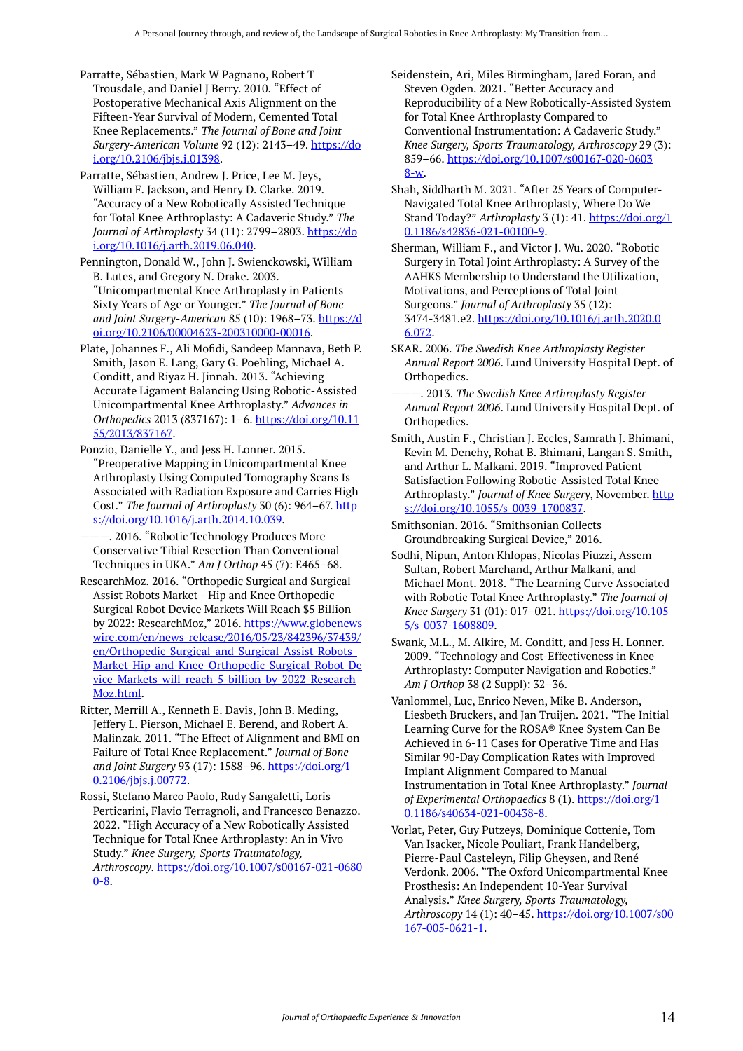Parratte, Sébastien, Mark W Pagnano, Robert T Trousdale, and Daniel J Berry. 2010. "Effect of Postoperative Mechanical Axis Alignment on the Fifteen-Year Survival of Modern, Cemented Total Knee Replacements." *The Journal of Bone and Joint Surgery-American Volume* 92 (12): 2143–49. https://doi.org/10.2106/jbjs.i.01398.

Parratte, Sébastien, Andrew J. Price, Lee M. Jeys, William F. Jackson, and Henry D. Clarke. 2019. "Accuracy of a New Robotically Assisted Technique for Total Knee Arthroplasty: A Cadaveric Study." *The Journal of Arthroplasty* 34 (11): 2799–2803. https://doi.org/10.1016/j.arth.2019.06.040.

Pennington, Donald W., John J. Swienckowski, William B. Lutes, and Gregory N. Drake. 2003. "Unicompartmental Knee Arthroplasty in Patients Sixty Years of Age or Younger." *The Journal of Bone and Joint Surgery-American* 85 (10): 1968–73. https://doi.org/10.2106/00004623-200310000-00016.

Plate, Johannes F., Ali Mofidi, Sandeep Mannava, Beth P. Smith, Jason E. Lang, Gary G. Poehling, Michael A. Conditt, and Riyaz H. Jinnah. 2013. "Achieving Accurate Ligament Balancing Using Robotic-Assisted Unicompartmental Knee Arthroplasty." *Advances in Orthopedics* 2013 (837167): 1–6. https://doi.org/10.1155/2013/837167.

Ponzio, Danielle Y., and Jess H. Lonner. 2015. "Preoperative Mapping in Unicompartmental Knee Arthroplasty Using Computed Tomography Scans Is Associated with Radiation Exposure and Carries High Cost." *The Journal of Arthroplasty* 30 (6): 964–67. https://doi.org/10.1016/j.arth.2014.10.039.

———. 2016. "Robotic Technology Produces More Conservative Tibial Resection Than Conventional Techniques in UKA." *Am J Orthop* 45 (7): E465–68.

ResearchMoz. 2016. "Orthopedic Surgical and Surgical Assist Robots Market - Hip and Knee Orthopedic Surgical Robot Device Markets Will Reach $5 Billion by 2022: ResearchMoz," 2016. https://www.globenewswire.com/en/news-release/2016/05/23/842396/37439/en/Orthopedic-Surgical-and-Surgical-Assist-Robots-Market-Hip-and-Knee-Orthopedic-Surgical-Robot-Device-Markets-will-reach-5-billion-by-2022-ResearchMoz.html.

Ritter, Merrill A., Kenneth E. Davis, John B. Meding, Jeffery L. Pierson, Michael E. Berend, and Robert A. Malinzak. 2011. "The Effect of Alignment and BMI on Failure of Total Knee Replacement." *Journal of Bone and Joint Surgery* 93 (17): 1588–96. https://doi.org/10.2106/jbjs.j.00772.

Rossi, Stefano Marco Paolo, Rudy Sangaletti, Loris Perticarini, Flavio Terragnoli, and Francesco Benazzo. 2022. "High Accuracy of a New Robotically Assisted Technique for Total Knee Arthroplasty: An in Vivo Study." *Knee Surgery, Sports Traumatology, Arthroscopy*. https://doi.org/10.1007/s00167-021-06800-8.

Seidenstein, Ari, Miles Birmingham, Jared Foran, and Steven Ogden. 2021. "Better Accuracy and Reproducibility of a New Robotically-Assisted System for Total Knee Arthroplasty Compared to Conventional Instrumentation: A Cadaveric Study." *Knee Surgery, Sports Traumatology, Arthroscopy* 29 (3): 859–66. https://doi.org/10.1007/s00167-020-06038-w.

Shah, Siddharth M. 2021. "After 25 Years of Computer-Navigated Total Knee Arthroplasty, Where Do We Stand Today?" *Arthroplasty* 3 (1): 41. https://doi.org/10.1186/s42836-021-00100-9.

Sherman, William F., and Victor J. Wu. 2020. "Robotic Surgery in Total Joint Arthroplasty: A Survey of the AAHKS Membership to Understand the Utilization, Motivations, and Perceptions of Total Joint Surgeons." *Journal of Arthroplasty* 35 (12): 3474-3481.e2. https://doi.org/10.1016/j.arth.2020.06.072.

SKAR. 2006. *The Swedish Knee Arthroplasty Register Annual Report 2006*. Lund University Hospital Dept. of Orthopedics.

———. 2013. *The Swedish Knee Arthroplasty Register Annual Report 2006*. Lund University Hospital Dept. of Orthopedics.

Smith, Austin F., Christian J. Eccles, Samrath J. Bhimani, Kevin M. Denehy, Rohat B. Bhimani, Langan S. Smith, and Arthur L. Malkani. 2019. "Improved Patient Satisfaction Following Robotic-Assisted Total Knee Arthroplasty." *Journal of Knee Surgery*, November. https://doi.org/10.1055/s-0039-1700837.

Smithsonian. 2016. "Smithsonian Collects Groundbreaking Surgical Device," 2016.

Sodhi, Nipun, Anton Khlopas, Nicolas Piuzzi, Assem Sultan, Robert Marchand, Arthur Malkani, and Michael Mont. 2018. "The Learning Curve Associated with Robotic Total Knee Arthroplasty." *The Journal of Knee Surgery* 31 (01): 017–021. https://doi.org/10.1055/s-0037-1608809.

Swank, M.L., M. Alkire, M. Conditt, and Jess H. Lonner. 2009. "Technology and Cost-Effectiveness in Knee Arthroplasty: Computer Navigation and Robotics." *Am J Orthop* 38 (2 Suppl): 32–36.

Vanlommel, Luc, Enrico Neven, Mike B. Anderson, Liesbeth Bruckers, and Jan Truijen. 2021. "The Initial Learning Curve for the ROSA® Knee System Can Be Achieved in 6-11 Cases for Operative Time and Has Similar 90-Day Complication Rates with Improved Implant Alignment Compared to Manual Instrumentation in Total Knee Arthroplasty." *Journal of Experimental Orthopaedics* 8 (1). https://doi.org/10.1186/s40634-021-00438-8.

Vorlat, Peter, Guy Putzeys, Dominique Cottenie, Tom Van Isacker, Nicole Pouliart, Frank Handelberg, Pierre-Paul Casteleyn, Filip Gheysen, and René Verdonk. 2006. "The Oxford Unicompartmental Knee Prosthesis: An Independent 10-Year Survival Analysis." *Knee Surgery, Sports Traumatology, Arthroscopy* 14 (1): 40–45. https://doi.org/10.1007/s00167-005-0621-1.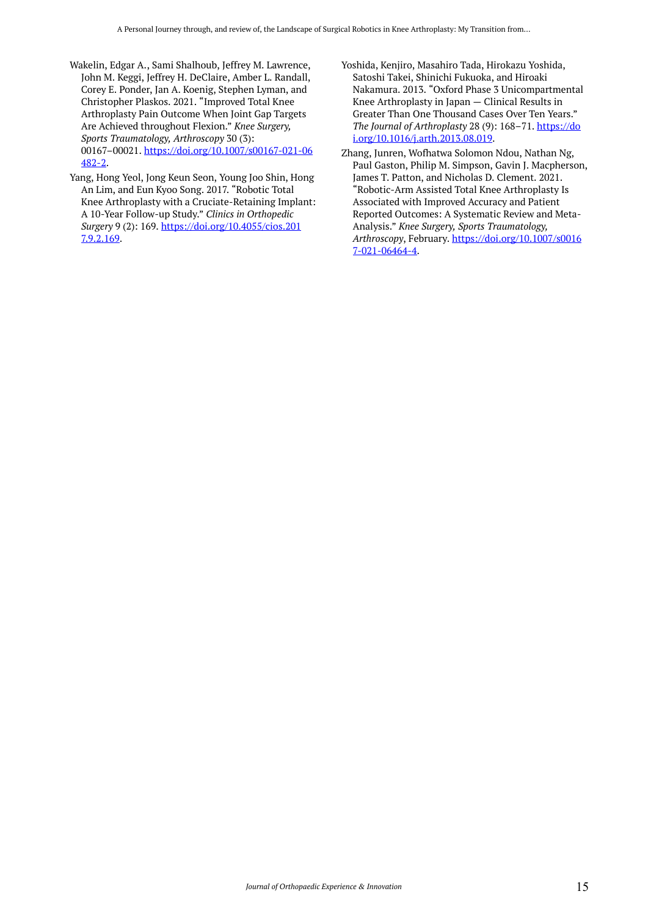Wakelin, Edgar A., Sami Shalhoub, Jeffrey M. Lawrence, John M. Keggi, Jeffrey H. DeClaire, Amber L. Randall, Corey E. Ponder, Jan A. Koenig, Stephen Lyman, and Christopher Plaskos. 2021. "Improved Total Knee Arthroplasty Pain Outcome When Joint Gap Targets Are Achieved throughout Flexion." *Knee Surgery, Sports Traumatology, Arthroscopy* 30 (3): 00167–00021. https://doi.org/10.1007/s00167-021-06482-2.

Yang, Hong Yeol, Jong Keun Seon, Young Joo Shin, Hong An Lim, and Eun Kyoo Song. 2017. "Robotic Total Knee Arthroplasty with a Cruciate-Retaining Implant: A 10-Year Follow-up Study." *Clinics in Orthopedic Surgery* 9 (2): 169. https://doi.org/10.4055/cios.2017.9.2.169.

Yoshida, Kenjiro, Masahiro Tada, Hirokazu Yoshida, Satoshi Takei, Shinichi Fukuoka, and Hiroaki Nakamura. 2013. "Oxford Phase 3 Unicompartmental Knee Arthroplasty in Japan — Clinical Results in Greater Than One Thousand Cases Over Ten Years." *The Journal of Arthroplasty* 28 (9): 168–71. https://doi.org/10.1016/j.arth.2013.08.019.

Zhang, Junren, Wofhatwa Solomon Ndou, Nathan Ng, Paul Gaston, Philip M. Simpson, Gavin J. Macpherson, James T. Patton, and Nicholas D. Clement. 2021. "Robotic-Arm Assisted Total Knee Arthroplasty Is Associated with Improved Accuracy and Patient Reported Outcomes: A Systematic Review and Meta-Analysis." *Knee Surgery, Sports Traumatology, Arthroscopy*, February. https://doi.org/10.1007/s00167-021-06464-4.